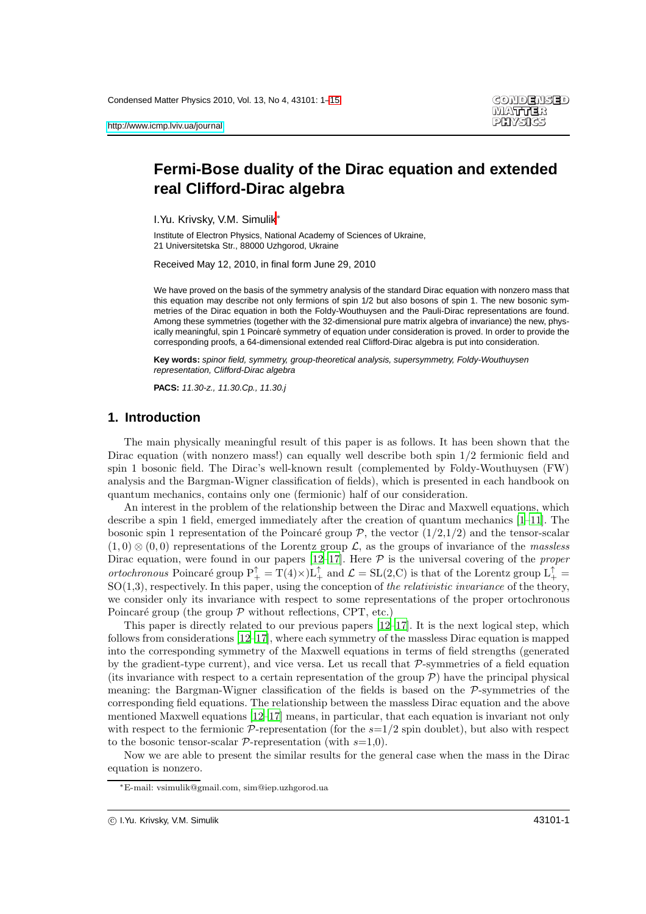# Fermi-Bose duality of the Dirac equation and extended real Clifford-Dirac algebra

I.Yu. Krivsky, V.M. Simulik*

Institute of Electron Physics, National Academy of Sciences of Ukraine,
21 Universitetska Str., 88000 Uzhgorod, Ukraine

Received May 12, 2010, in final form June 29, 2010

We have proved on the basis of the symmetry analysis of the standard Dirac equation with nonzero mass that this equation may describe not only fermions of spin 1/2 but also bosons of spin 1. The new bosonic symmetries of the Dirac equation in both the Foldy-Wouthuysen and the Pauli-Dirac representations are found. Among these symmetries (together with the 32-dimensional pure matrix algebra of invariance) the new, physically meaningful, spin 1 Poincaré symmetry of equation under consideration is proved. In order to provide the corresponding proofs, a 64-dimensional extended real Clifford-Dirac algebra is put into consideration.

**Key words:** *spinor field, symmetry, group-theoretical analysis, supersymmetry, Foldy-Wouthuysen representation, Clifford-Dirac algebra*

**PACS:** *11.30-z., 11.30.Cp., 11.30.j*

## 1. Introduction

The main physically meaningful result of this paper is as follows. It has been shown that the Dirac equation (with nonzero mass!) can equally well describe both spin 1/2 fermionic field and spin 1 bosonic field. The Dirac's well-known result (complemented by Foldy-Wouthuysen (FW) analysis and the Bargman-Wigner classification of fields), which is presented in each handbook on quantum mechanics, contains only one (fermionic) half of our consideration.

An interest in the problem of the relationship between the Dirac and Maxwell equations, which describe a spin 1 field, emerged immediately after the creation of quantum mechanics [1–11]. The bosonic spin 1 representation of the Poincaré group $\mathcal{P}$, the vector $(1/2,1/2)$ and the tensor-scalar $(1,0)\otimes(0,0)$ representations of the Lorentz group $\mathcal{L}$, as the groups of invariance of the *massless* Dirac equation, were found in our papers [12–17]. Here $\mathcal{P}$ is the universal covering of the *proper ortochronous* Poincaré group $\mathrm{P}_{+}^{\uparrow}=\mathrm{T}(4)\times)\mathrm{L}_{+}^{\uparrow}$ and $\mathcal{L}=\mathrm{SL}(2,\mathrm{C})$ is that of the Lorentz group $\mathrm{L}_{+}^{\uparrow}=\mathrm{SO}(1,3)$, respectively. In this paper, using the conception of *the relativistic invariance* of the theory, we consider only its invariance with respect to some representations of the proper ortochronous Poincaré group (the group $\mathcal{P}$ without reflections, CPT, etc.)

This paper is directly related to our previous papers [12–17]. It is the next logical step, which follows from considerations [12–17], where each symmetry of the massless Dirac equation is mapped into the corresponding symmetry of the Maxwell equations in terms of field strengths (generated by the gradient-type current), and vice versa. Let us recall that $\mathcal{P}$-symmetries of a field equation (its invariance with respect to a certain representation of the group $\mathcal{P}$) have the principal physical meaning: the Bargman-Wigner classification of the fields is based on the $\mathcal{P}$-symmetries of the corresponding field equations. The relationship between the massless Dirac equation and the above mentioned Maxwell equations [12–17] means, in particular, that each equation is invariant not only with respect to the fermionic $\mathcal{P}$-representation (for the $s$=1/2 spin doublet), but also with respect to the bosonic tensor-scalar $\mathcal{P}$-representation (with $s$=1,0).

Now we are able to present the similar results for the general case when the mass in the Dirac equation is nonzero.

*E-mail: vsimulik@gmail.com, sim@iep.uzhgorod.ua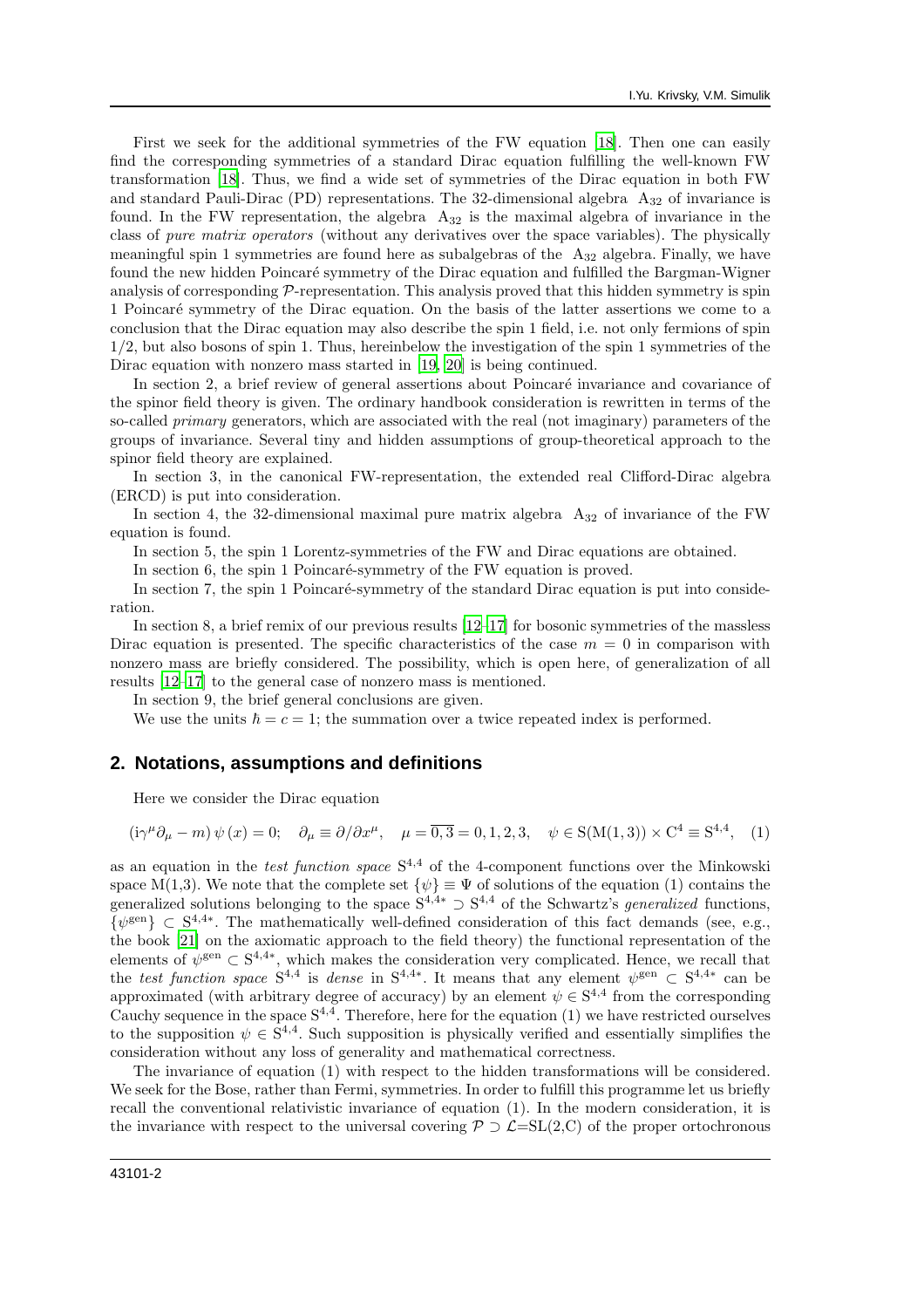First we seek for the additional symmetries of the FW equation [18]. Then one can easily find the corresponding symmetries of a standard Dirac equation fulfilling the well-known FW transformation [18]. Thus, we find a wide set of symmetries of the Dirac equation in both FW and standard Pauli-Dirac (PD) representations. The 32-dimensional algebra $A_{32}$ of invariance is found. In the FW representation, the algebra $A_{32}$ is the maximal algebra of invariance in the class of *pure matrix operators* (without any derivatives over the space variables). The physically meaningful spin 1 symmetries are found here as subalgebras of the $A_{32}$ algebra. Finally, we have found the new hidden Poincaré symmetry of the Dirac equation and fulfilled the Bargman-Wigner analysis of corresponding $\mathcal{P}$-representation. This analysis proved that this hidden symmetry is spin 1 Poincaré symmetry of the Dirac equation. On the basis of the latter assertions we come to a conclusion that the Dirac equation may also describe the spin 1 field, i.e. not only fermions of spin 1/2, but also bosons of spin 1. Thus, hereinbelow the investigation of the spin 1 symmetries of the Dirac equation with nonzero mass started in [19, 20] is being continued.

In section 2, a brief review of general assertions about Poincaré invariance and covariance of the spinor field theory is given. The ordinary handbook consideration is rewritten in terms of the so-called *primary* generators, which are associated with the real (not imaginary) parameters of the groups of invariance. Several tiny and hidden assumptions of group-theoretical approach to the spinor field theory are explained.

In section 3, in the canonical FW-representation, the extended real Clifford-Dirac algebra (ERCD) is put into consideration.

In section 4, the 32-dimensional maximal pure matrix algebra $A_{32}$ of invariance of the FW equation is found.

In section 5, the spin 1 Lorentz-symmetries of the FW and Dirac equations are obtained.

In section 6, the spin 1 Poincaré-symmetry of the FW equation is proved.

In section 7, the spin 1 Poincaré-symmetry of the standard Dirac equation is put into consideration.

In section 8, a brief remix of our previous results [12–17] for bosonic symmetries of the massless Dirac equation is presented. The specific characteristics of the case $m = 0$ in comparison with nonzero mass are briefly considered. The possibility, which is open here, of generalization of all results [12–17] to the general case of nonzero mass is mentioned.

In section 9, the brief general conclusions are given.

We use the units $\hbar = c = 1$; the summation over a twice repeated index is performed.

## 2. Notations, assumptions and definitions

Here we consider the Dirac equation

$$(\mathrm{i}\gamma^{\mu}\partial_{\mu} - m)\,\psi\,(x) = 0; \quad \partial_{\mu} \equiv \partial/\partial x^{\mu}, \quad \mu = \overline{0,3} = 0,1,2,3, \quad \psi \in \mathrm{S}(\mathrm{M}(1,3)) \times \mathrm{C}^4 \equiv \mathrm{S}^{4,4}, \quad (1)$$

as an equation in the *test function space* $\mathrm{S}^{4,4}$ of the 4-component functions over the Minkowski space M(1,3). We note that the complete set $\{\psi\} \equiv \Psi$ of solutions of the equation (1) contains the generalized solutions belonging to the space $\mathrm{S}^{4,4*} \supset \mathrm{S}^{4,4}$ of the Schwartz's *generalized* functions, $\{\psi^{\mathrm{gen}}\} \subset \mathrm{S}^{4,4*}$. The mathematically well-defined consideration of this fact demands (see, e.g., the book [21] on the axiomatic approach to the field theory) the functional representation of the elements of $\psi^{\mathrm{gen}} \subset \mathrm{S}^{4,4*}$, which makes the consideration very complicated. Hence, we recall that the *test function space* $\mathrm{S}^{4,4}$ is *dense* in $\mathrm{S}^{4,4*}$. It means that any element $\psi^{\mathrm{gen}} \subset \mathrm{S}^{4,4*}$ can be approximated (with arbitrary degree of accuracy) by an element $\psi \in \mathrm{S}^{4,4}$ from the corresponding Cauchy sequence in the space $\mathrm{S}^{4,4}$. Therefore, here for the equation (1) we have restricted ourselves to the supposition $\psi \in \mathrm{S}^{4,4}$. Such supposition is physically verified and essentially simplifies the consideration without any loss of generality and mathematical correctness.

The invariance of equation (1) with respect to the hidden transformations will be considered. We seek for the Bose, rather than Fermi, symmetries. In order to fulfill this programme let us briefly recall the conventional relativistic invariance of equation (1). In the modern consideration, it is the invariance with respect to the universal covering $\mathcal{P} \supset \mathcal{L}$=SL(2,C) of the proper ortochronous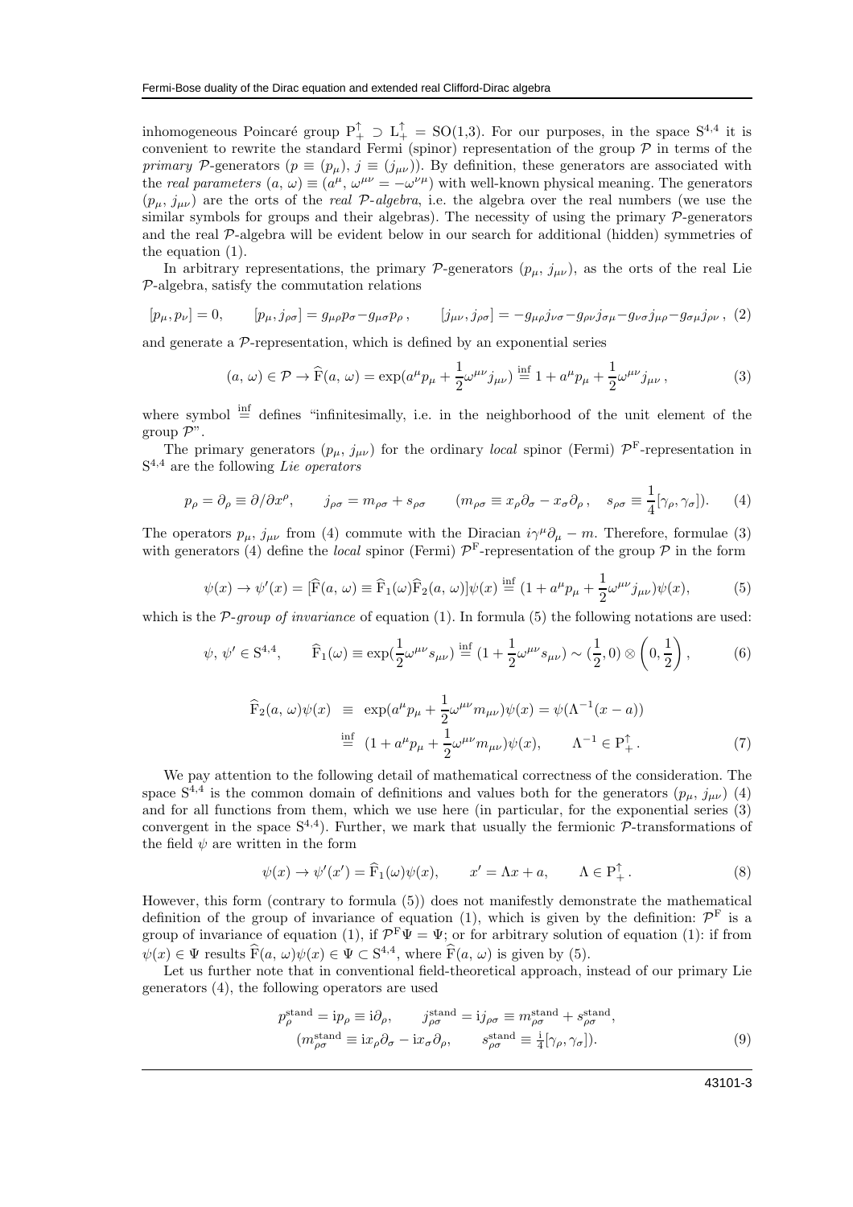inhomogeneous Poincaré group $\mathrm{P}_+^\uparrow \supset \mathrm{L}_+^\uparrow = \mathrm{SO(1,3)}$. For our purposes, in the space $\mathrm{S}^{4,4}$ it is convenient to rewrite the standard Fermi (spinor) representation of the group $\mathcal{P}$ in terms of the *primary* $\mathcal{P}$-generators ($p \equiv (p_\mu)$, $j \equiv (j_{\mu\nu})$). By definition, these generators are associated with the *real parameters* $(a,\, \omega) \equiv (a^\mu,\, \omega^{\mu\nu} = -\omega^{\nu\mu})$ with well-known physical meaning. The generators $(p_\mu,\, j_{\mu\nu})$ are the orts of the *real* $\mathcal{P}$*-algebra*, i.e. the algebra over the real numbers (we use the similar symbols for groups and their algebras). The necessity of using the primary $\mathcal{P}$-generators and the real $\mathcal{P}$-algebra will be evident below in our search for additional (hidden) symmetries of the equation (1).

In arbitrary representations, the primary $\mathcal{P}$-generators $(p_\mu,\, j_{\mu\nu})$, as the orts of the real Lie $\mathcal{P}$-algebra, satisfy the commutation relations

$$[p_\mu, p_\nu] = 0, \qquad [p_\mu, j_{\rho\sigma}] = g_{\mu\rho}p_\sigma - g_{\mu\sigma}p_\rho\,, \qquad [j_{\mu\nu}, j_{\rho\sigma}] = -g_{\mu\rho}j_{\nu\sigma} - g_{\rho\nu}j_{\sigma\mu} - g_{\nu\sigma}j_{\mu\rho} - g_{\sigma\mu}j_{\rho\nu}\,, \tag{2}$$

and generate a $\mathcal{P}$-representation, which is defined by an exponential series

$$(a,\, \omega) \in \mathcal{P} \to \widehat{\mathrm{F}}(a,\, \omega) = \exp(a^\mu p_\mu + \frac{1}{2}\omega^{\mu\nu} j_{\mu\nu}) \overset{\inf}{=} 1 + a^\mu p_\mu + \frac{1}{2}\omega^{\mu\nu} j_{\mu\nu}\,, \tag{3}$$

where symbol $\overset{\inf}{=}$ defines "infinitesimally, i.e. in the neighborhood of the unit element of the group $\mathcal{P}$".

The primary generators $(p_\mu,\, j_{\mu\nu})$ for the ordinary *local* spinor (Fermi) $\mathcal{P}^{\mathrm{F}}$-representation in $\mathrm{S}^{4,4}$ are the following *Lie operators*

$$p_\rho = \partial_\rho \equiv \partial/\partial x^\rho, \qquad j_{\rho\sigma} = m_{\rho\sigma} + s_{\rho\sigma} \qquad (m_{\rho\sigma} \equiv x_\rho \partial_\sigma - x_\sigma \partial_\rho\,, \quad s_{\rho\sigma} \equiv \frac{1}{4}[\gamma_\rho, \gamma_\sigma]). \tag{4}$$

The operators $p_\mu$, $j_{\mu\nu}$ from (4) commute with the Diracian $i\gamma^\mu\partial_\mu - m$. Therefore, formulae (3) with generators (4) define the *local* spinor (Fermi) $\mathcal{P}^{\mathrm{F}}$-representation of the group $\mathcal{P}$ in the form

$$\psi(x) \to \psi'(x) = [\widehat{\mathrm{F}}(a,\, \omega) \equiv \widehat{\mathrm{F}}_1(\omega)\widehat{\mathrm{F}}_2(a,\, \omega)]\psi(x) \overset{\inf}{=} (1 + a^\mu p_\mu + \frac{1}{2}\omega^{\mu\nu} j_{\mu\nu})\psi(x), \tag{5}$$

which is the $\mathcal{P}$*-group of invariance* of equation (1). In formula (5) the following notations are used:

$$\psi,\, \psi' \in \mathrm{S}^{4,4}, \qquad \widehat{\mathrm{F}}_1(\omega) \equiv \exp(\frac{1}{2}\omega^{\mu\nu} s_{\mu\nu}) \overset{\inf}{=} (1 + \frac{1}{2}\omega^{\mu\nu} s_{\mu\nu}) \sim (\frac{1}{2}, 0) \otimes \left(0, \frac{1}{2}\right), \tag{6}$$

$$\begin{aligned} \widehat{\mathrm{F}}_2(a,\, \omega)\psi(x) \ &\equiv \ \exp(a^\mu p_\mu + \frac{1}{2}\omega^{\mu\nu} m_{\mu\nu})\psi(x) = \psi(\Lambda^{-1}(x - a)) \\ &\overset{\inf}{=} \ (1 + a^\mu p_\mu + \frac{1}{2}\omega^{\mu\nu} m_{\mu\nu})\psi(x), \qquad \Lambda^{-1} \in \mathrm{P}_+^\uparrow\,. \end{aligned} \tag{7}$$

We pay attention to the following detail of mathematical correctness of the consideration. The space $\mathrm{S}^{4,4}$ is the common domain of definitions and values both for the generators $(p_\mu,\, j_{\mu\nu})$ (4) and for all functions from them, which we use here (in particular, for the exponential series (3) convergent in the space $\mathrm{S}^{4,4}$). Further, we mark that usually the fermionic $\mathcal{P}$-transformations of the field $\psi$ are written in the form

$$\psi(x) \to \psi'(x') = \widehat{\mathrm{F}}_1(\omega)\psi(x), \qquad x' = \Lambda x + a, \qquad \Lambda \in \mathrm{P}_+^\uparrow\,. \tag{8}$$

However, this form (contrary to formula (5)) does not manifestly demonstrate the mathematical definition of the group of invariance of equation (1), which is given by the definition: $\mathcal{P}^{\mathrm{F}}$ is a group of invariance of equation (1), if $\mathcal{P}^{\mathrm{F}}\Psi = \Psi$; or for arbitrary solution of equation (1): if from $\psi(x) \in \Psi$ results $\widehat{\mathrm{F}}(a,\, \omega)\psi(x) \in \Psi \subset \mathrm{S}^{4,4}$, where $\widehat{\mathrm{F}}(a,\, \omega)$ is given by (5).

Let us further note that in conventional field-theoretical approach, instead of our primary Lie generators (4), the following operators are used

$$\begin{aligned} p_\rho^{\mathrm{stand}} = \mathrm{i}p_\rho \equiv \mathrm{i}\partial_\rho, \qquad j_{\rho\sigma}^{\mathrm{stand}} = \mathrm{i}j_{\rho\sigma} \equiv m_{\rho\sigma}^{\mathrm{stand}} + s_{\rho\sigma}^{\mathrm{stand}}, \\ (m_{\rho\sigma}^{\mathrm{stand}} \equiv \mathrm{i}x_\rho \partial_\sigma - \mathrm{i}x_\sigma \partial_\rho, \qquad s_{\rho\sigma}^{\mathrm{stand}} \equiv \tfrac{\mathrm{i}}{4}[\gamma_\rho, \gamma_\sigma]). \end{aligned} \tag{9}$$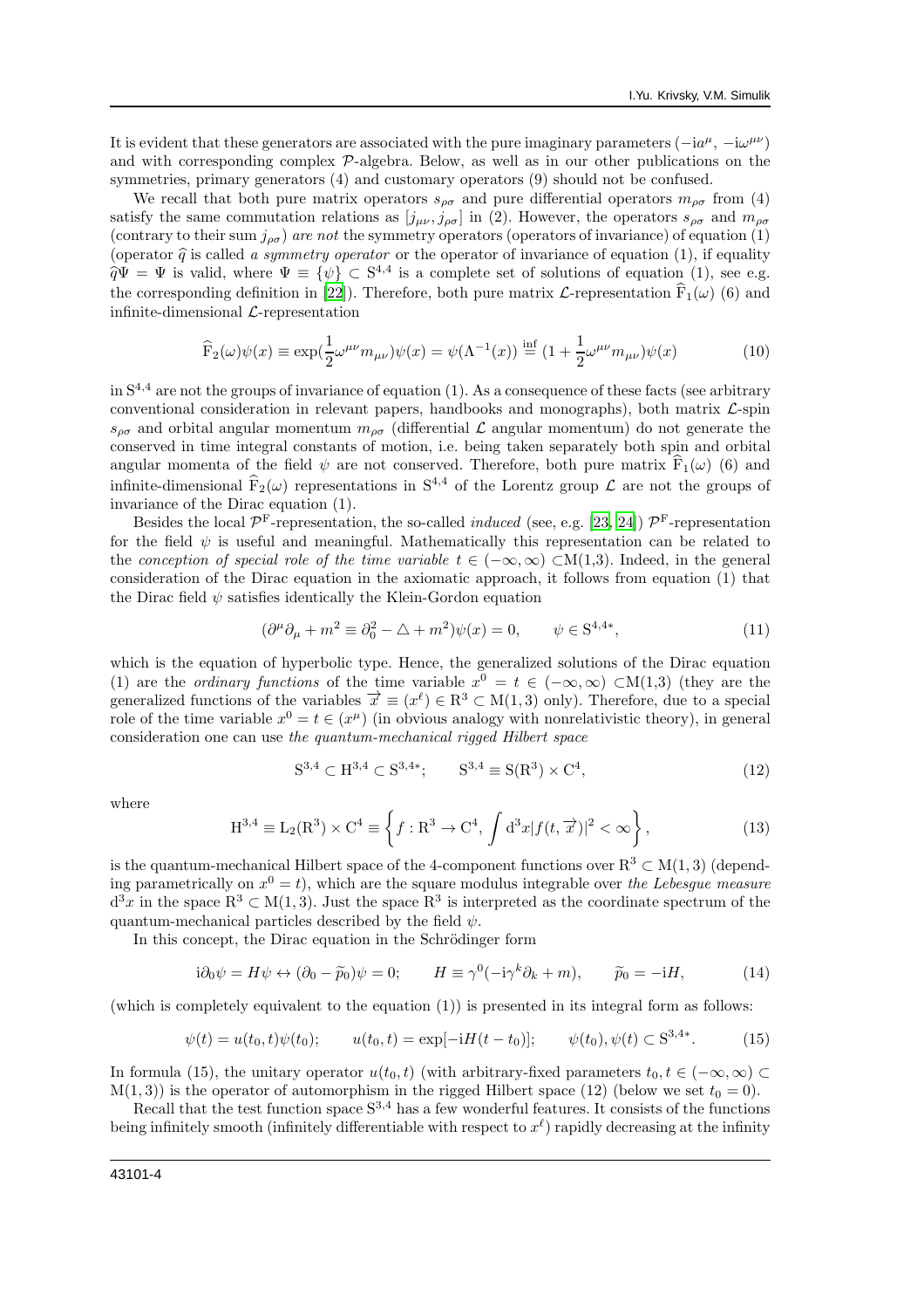It is evident that these generators are associated with the pure imaginary parameters ($-\mathrm{i}a^{\mu}$, $-\mathrm{i}\omega^{\mu\nu}$) and with corresponding complex $\mathcal{P}$-algebra. Below, as well as in our other publications on the symmetries, primary generators (4) and customary operators (9) should not be confused.

We recall that both pure matrix operators $s_{\rho\sigma}$ and pure differential operators $m_{\rho\sigma}$ from (4) satisfy the same commutation relations as $[j_{\mu\nu}, j_{\rho\sigma}]$ in (2). However, the operators $s_{\rho\sigma}$ and $m_{\rho\sigma}$ (contrary to their sum $j_{\rho\sigma}$) *are not* the symmetry operators (operators of invariance) of equation (1) (operator $\widehat{q}$ is called *a symmetry operator* or the operator of invariance of equation (1), if equality $\widehat{q}\Psi = \Psi$ is valid, where $\Psi \equiv \{\psi\} \subset \mathrm{S}^{4,4}$ is a complete set of solutions of equation (1), see e.g. the corresponding definition in [22]). Therefore, both pure matrix $\mathcal{L}$-representation $\widehat{\mathrm{F}}_1(\omega)$ (6) and infinite-dimensional $\mathcal{L}$-representation

$$\widehat{\mathrm{F}}_2(\omega)\psi(x) \equiv \exp(\frac{1}{2}\omega^{\mu\nu}m_{\mu\nu})\psi(x) = \psi(\Lambda^{-1}(x)) \overset{\inf}{=} (1 + \frac{1}{2}\omega^{\mu\nu}m_{\mu\nu})\psi(x) \tag{10}$$

in $\mathrm{S}^{4,4}$ are not the groups of invariance of equation (1). As a consequence of these facts (see arbitrary conventional consideration in relevant papers, handbooks and monographs), both matrix $\mathcal{L}$-spin $s_{\rho\sigma}$ and orbital angular momentum $m_{\rho\sigma}$ (differential $\mathcal{L}$ angular momentum) do not generate the conserved in time integral constants of motion, i.e. being taken separately both spin and orbital angular momenta of the field $\psi$ are not conserved. Therefore, both pure matrix $\widehat{\mathrm{F}}_1(\omega)$ (6) and infinite-dimensional $\widehat{\mathrm{F}}_2(\omega)$ representations in $\mathrm{S}^{4,4}$ of the Lorentz group $\mathcal{L}$ are not the groups of invariance of the Dirac equation (1).

Besides the local $\mathcal{P}^{\mathrm{F}}$-representation, the so-called *induced* (see, e.g. [23, 24]) $\mathcal{P}^{\mathrm{F}}$-representation for the field $\psi$ is useful and meaningful. Mathematically this representation can be related to the *conception of special role of the time variable* $t \in (-\infty, \infty) \subset$M(1,3). Indeed, in the general consideration of the Dirac equation in the axiomatic approach, it follows from equation (1) that the Dirac field $\psi$ satisfies identically the Klein-Gordon equation

$$(\partial^{\mu}\partial_{\mu} + m^2 \equiv \partial_0^2 - \triangle + m^2)\psi(x) = 0, \qquad \psi \in \mathrm{S}^{4,4*}, \tag{11}$$

which is the equation of hyperbolic type. Hence, the generalized solutions of the Dirac equation (1) are the *ordinary functions* of the time variable $x^0 = t \in (-\infty, \infty) \subset$M(1,3) (they are the generalized functions of the variables $\overrightarrow{x} \equiv (x^{\ell}) \in \mathrm{R}^3 \subset \mathrm{M}(1,3)$ only). Therefore, due to a special role of the time variable $x^0 = t \in (x^{\mu})$ (in obvious analogy with nonrelativistic theory), in general consideration one can use *the quantum-mechanical rigged Hilbert space*

$$\mathrm{S}^{3,4} \subset \mathrm{H}^{3,4} \subset \mathrm{S}^{3,4*}; \qquad \mathrm{S}^{3,4} \equiv \mathrm{S}(\mathrm{R}^3) \times \mathrm{C}^4, \tag{12}$$

where

$$\mathrm{H}^{3,4} \equiv \mathrm{L}_2(\mathrm{R}^3) \times \mathrm{C}^4 \equiv \left\{ f : \mathrm{R}^3 \to \mathrm{C}^4, \int \mathrm{d}^3x |f(t, \overrightarrow{x})|^2 < \infty \right\}, \tag{13}$$

is the quantum-mechanical Hilbert space of the 4-component functions over $\mathrm{R}^3 \subset \mathrm{M}(1,3)$ (depending parametrically on $x^0 = t$), which are the square modulus integrable over *the Lebesgue measure* $\mathrm{d}^3x$ in the space $\mathrm{R}^3 \subset \mathrm{M}(1,3)$. Just the space $\mathrm{R}^3$ is interpreted as the coordinate spectrum of the quantum-mechanical particles described by the field $\psi$.

In this concept, the Dirac equation in the Schrödinger form

$$\mathrm{i}\partial_0\psi = H\psi \leftrightarrow (\partial_0 - \widetilde{p}_0)\psi = 0; \qquad H \equiv \gamma^0(-\mathrm{i}\gamma^k\partial_k + m), \qquad \widetilde{p}_0 = -\mathrm{i}H, \tag{14}$$

(which is completely equivalent to the equation (1)) is presented in its integral form as follows:

$$\psi(t) = u(t_0, t)\psi(t_0); \qquad u(t_0, t) = \exp[-\mathrm{i}H(t - t_0)]; \qquad \psi(t_0), \psi(t) \subset \mathrm{S}^{3,4*}. \tag{15}$$

In formula (15), the unitary operator $u(t_0, t)$ (with arbitrary-fixed parameters $t_0, t \in (-\infty, \infty) \subset \mathrm{M}(1,3)$) is the operator of automorphism in the rigged Hilbert space (12) (below we set $t_0 = 0$).

Recall that the test function space $\mathrm{S}^{3,4}$ has a few wonderful features. It consists of the functions being infinitely smooth (infinitely differentiable with respect to $x^{\ell}$) rapidly decreasing at the infinity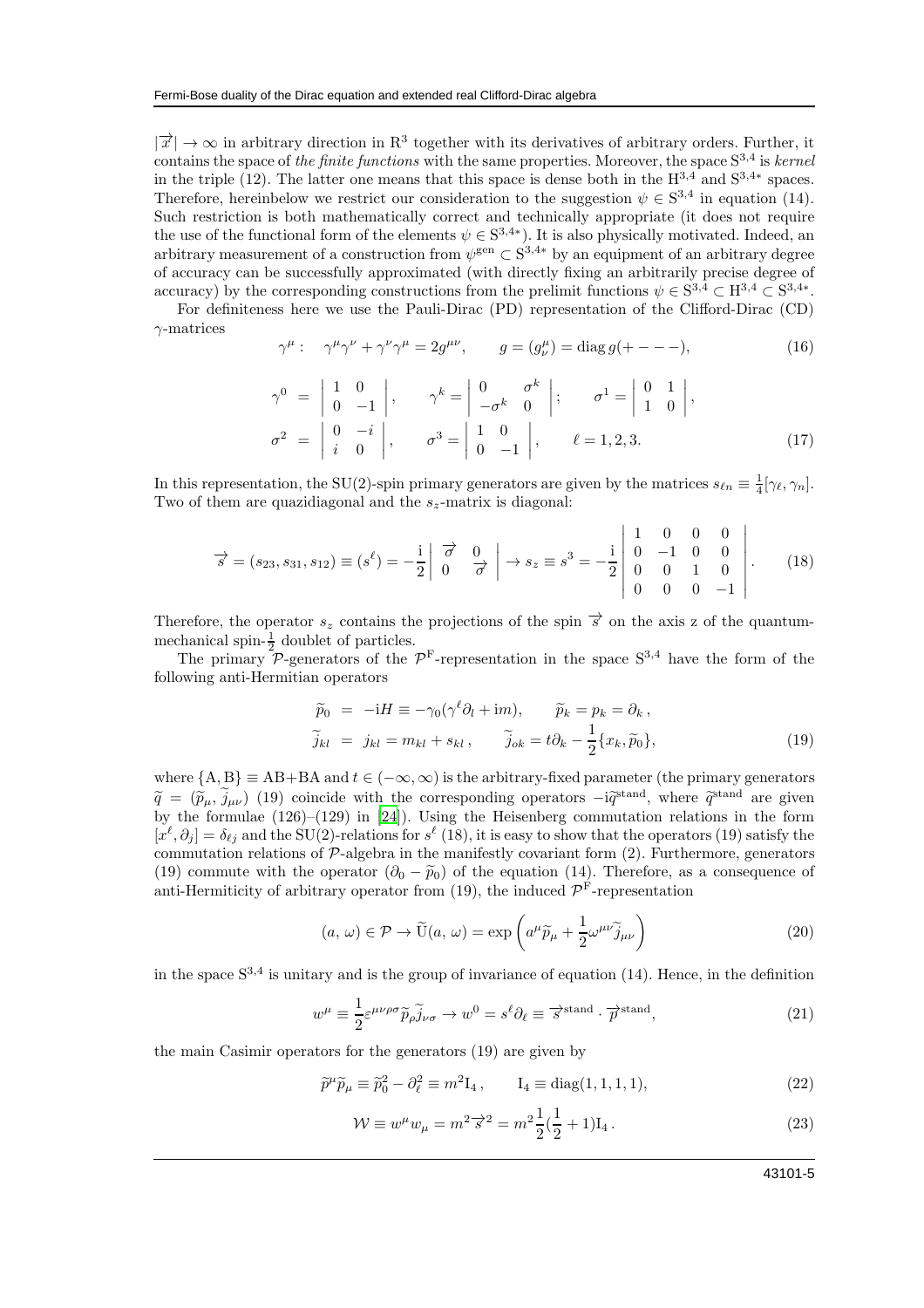$|\overrightarrow{x}| \to \infty$ in arbitrary direction in $\mathrm{R}^3$ together with its derivatives of arbitrary orders. Further, it contains the space of *the finite functions* with the same properties. Moreover, the space $\mathrm{S}^{3,4}$ is *kernel* in the triple (12). The latter one means that this space is dense both in the $\mathrm{H}^{3,4}$ and $\mathrm{S}^{3,4*}$ spaces. Therefore, hereinbelow we restrict our consideration to the suggestion $\psi \in \mathrm{S}^{3,4}$ in equation (14). Such restriction is both mathematically correct and technically appropriate (it does not require the use of the functional form of the elements $\psi \in \mathrm{S}^{3,4*}$). It is also physically motivated. Indeed, an arbitrary measurement of a construction from $\psi^{\mathrm{gen}} \subset \mathrm{S}^{3,4*}$ by an equipment of an arbitrary degree of accuracy can be successfully approximated (with directly fixing an arbitrarily precise degree of accuracy) by the corresponding constructions from the prelimit functions $\psi \in \mathrm{S}^{3,4} \subset \mathrm{H}^{3,4} \subset \mathrm{S}^{3,4*}$.

For definiteness here we use the Pauli-Dirac (PD) representation of the Clifford-Dirac (CD) $\gamma$-matrices

$$\gamma^\mu: \quad \gamma^\mu\gamma^\nu + \gamma^\nu\gamma^\mu = 2g^{\mu\nu}, \qquad g = (g^\mu_\nu) = \mathrm{diag}\, g(+\,-\,-\,-), \tag{16}$$

$$\begin{aligned}
\gamma^0 &= \begin{vmatrix} 1 & 0 \\ 0 & -1 \end{vmatrix}, \qquad \gamma^k = \begin{vmatrix} 0 & \sigma^k \\ -\sigma^k & 0 \end{vmatrix}; \qquad \sigma^1 = \begin{vmatrix} 0 & 1 \\ 1 & 0 \end{vmatrix}, \\
\sigma^2 &= \begin{vmatrix} 0 & -i \\ i & 0 \end{vmatrix}, \qquad \sigma^3 = \begin{vmatrix} 1 & 0 \\ 0 & -1 \end{vmatrix}, \qquad \ell = 1,2,3.
\end{aligned} \tag{17}$$

In this representation, the SU(2)-spin primary generators are given by the matrices $s_{\ell n} \equiv \frac{1}{4}[\gamma_\ell, \gamma_n]$. Two of them are quazidiagonal and the $s_z$-matrix is diagonal:

$$\overrightarrow{s} = (s_{23}, s_{31}, s_{12}) \equiv (s^\ell) = -\frac{\mathrm{i}}{2}\begin{vmatrix} \overrightarrow{\sigma} & 0 \\ 0 & \overrightarrow{\sigma} \end{vmatrix} \to s_z \equiv s^3 = -\frac{\mathrm{i}}{2}\begin{vmatrix} 1 & 0 & 0 & 0 \\ 0 & -1 & 0 & 0 \\ 0 & 0 & 1 & 0 \\ 0 & 0 & 0 & -1 \end{vmatrix}. \tag{18}$$

Therefore, the operator $s_z$ contains the projections of the spin $\overrightarrow{s}$ on the axis z of the quantum-mechanical spin-$\frac{1}{2}$ doublet of particles.

The primary $\mathcal{P}$-generators of the $\mathcal{P}^{\mathrm{F}}$-representation in the space $\mathrm{S}^{3,4}$ have the form of the following anti-Hermitian operators

$$\begin{aligned}
\widetilde{p}_0 &= -\mathrm{i}H \equiv -\gamma_0(\gamma^\ell\partial_l + \mathrm{i}m), \qquad \widetilde{p}_k = p_k = \partial_k\,, \\
\widetilde{j}_{kl} &= j_{kl} = m_{kl} + s_{kl}\,, \qquad \widetilde{j}_{ok} = t\partial_k - \frac{1}{2}\{x_k, \widetilde{p}_0\},
\end{aligned} \tag{19}$$

where $\{\mathrm{A},\mathrm{B}\} \equiv \mathrm{AB}+\mathrm{BA}$ and $t \in (-\infty, \infty)$ is the arbitrary-fixed parameter (the primary generators $\widetilde{q} = (\widetilde{p}_\mu, \widetilde{j}_{\mu\nu})$ (19) coincide with the corresponding operators $-\mathrm{i}\widehat{q}^{\mathrm{stand}}$, where $\widehat{q}^{\mathrm{stand}}$ are given by the formulae (126)–(129) in [24]). Using the Heisenberg commutation relations in the form $[x^\ell, \partial_j] = \delta_{\ell j}$ and the SU(2)-relations for $s^\ell$ (18), it is easy to show that the operators (19) satisfy the commutation relations of $\mathcal{P}$-algebra in the manifestly covariant form (2). Furthermore, generators (19) commute with the operator $(\partial_0 - \widetilde{p}_0)$ of the equation (14). Therefore, as a consequence of anti-Hermiticity of arbitrary operator from (19), the induced $\mathcal{P}^{\mathrm{F}}$-representation

$$(a,\,\omega) \in \mathcal{P} \to \widetilde{\mathrm{U}}(a,\,\omega) = \exp\left(a^\mu\widetilde{p}_\mu + \frac{1}{2}\omega^{\mu\nu}\widetilde{j}_{\mu\nu}\right) \tag{20}$$

in the space $\mathrm{S}^{3,4}$ is unitary and is the group of invariance of equation (14). Hence, in the definition

$$w^\mu \equiv \frac{1}{2}\varepsilon^{\mu\nu\rho\sigma}\widetilde{p}_\rho\widetilde{j}_{\nu\sigma} \to w^0 = s^\ell\partial_\ell \equiv \overrightarrow{s}^{\mathrm{stand}} \cdot \overrightarrow{p}^{\mathrm{stand}}, \tag{21}$$

the main Casimir operators for the generators (19) are given by

$$\widetilde{p}^\mu\widetilde{p}_\mu \equiv \widetilde{p}_0^2 - \partial_\ell^2 \equiv m^2\mathrm{I}_4\,, \qquad \mathrm{I}_4 \equiv \mathrm{diag}(1,1,1,1), \tag{22}$$

$$\mathcal{W} \equiv w^\mu w_\mu = m^2\overrightarrow{s}^2 = m^2\frac{1}{2}(\frac{1}{2}+1)\mathrm{I}_4\,. \tag{23}$$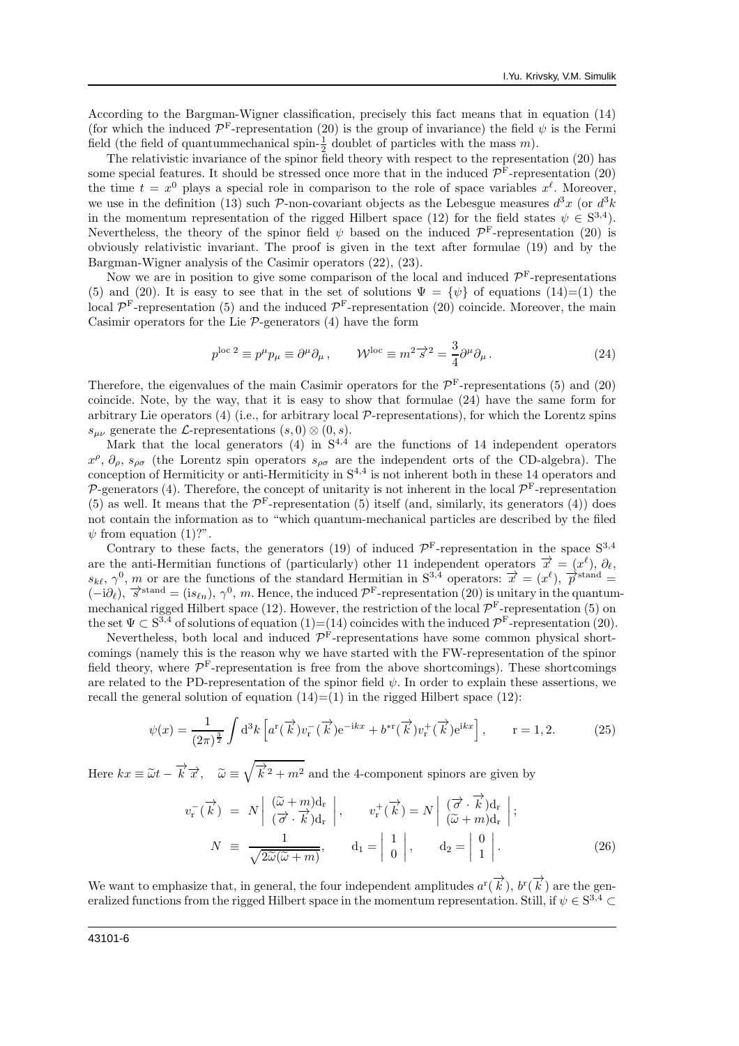According to the Bargman-Wigner classification, precisely this fact means that in equation (14) (for which the induced $\mathcal{P}^{\mathrm{F}}$-representation (20) is the group of invariance) the field $\psi$ is the Fermi field (the field of quantummechanical spin-$\frac{1}{2}$ doublet of particles with the mass $m$).

The relativistic invariance of the spinor field theory with respect to the representation (20) has some special features. It should be stressed once more that in the induced $\mathcal{P}^{\mathrm{F}}$-representation (20) the time $t = x^0$ plays a special role in comparison to the role of space variables $x^\ell$. Moreover, we use in the definition (13) such $\mathcal{P}$-non-covariant objects as the Lebesgue measures $d^3x$ (or $d^3k$ in the momentum representation of the rigged Hilbert space (12) for the field states $\psi \in \mathrm{S}^{3,4}$). Nevertheless, the theory of the spinor field $\psi$ based on the induced $\mathcal{P}^{\mathrm{F}}$-representation (20) is obviously relativistic invariant. The proof is given in the text after formulae (19) and by the Bargman-Wigner analysis of the Casimir operators (22), (23).

Now we are in position to give some comparison of the local and induced $\mathcal{P}^{\mathrm{F}}$-representations (5) and (20). It is easy to see that in the set of solutions $\Psi = \{\psi\}$ of equations (14)=(1) the local $\mathcal{P}^{\mathrm{F}}$-representation (5) and the induced $\mathcal{P}^{\mathrm{F}}$-representation (20) coincide. Moreover, the main Casimir operators for the Lie $\mathcal{P}$-generators (4) have the form

$$p^{\mathrm{loc}\,2} \equiv p^\mu p_\mu \equiv \partial^\mu \partial_\mu \,, \qquad \mathcal{W}^{\mathrm{loc}} \equiv m^2 \overrightarrow{s}^2 = \frac{3}{4}\partial^\mu \partial_\mu \,. \tag{24}$$

Therefore, the eigenvalues of the main Casimir operators for the $\mathcal{P}^{\mathrm{F}}$-representations (5) and (20) coincide. Note, by the way, that it is easy to show that formulae (24) have the same form for arbitrary Lie operators (4) (i.e., for arbitrary local $\mathcal{P}$-representations), for which the Lorentz spins $s_{\mu\nu}$ generate the $\mathcal{L}$-representations $(s,0)\otimes(0,s)$.

Mark that the local generators (4) in $\mathrm{S}^{4,4}$ are the functions of 14 independent operators $x^\rho$, $\partial_\rho$, $s_{\rho\sigma}$ (the Lorentz spin operators $s_{\rho\sigma}$ are the independent orts of the CD-algebra). The conception of Hermiticity or anti-Hermiticity in $\mathrm{S}^{4,4}$ is not inherent both in these 14 operators and $\mathcal{P}$-generators (4). Therefore, the concept of unitarity is not inherent in the local $\mathcal{P}^{\mathrm{F}}$-representation (5) as well. It means that the $\mathcal{P}^{\mathrm{F}}$-representation (5) itself (and, similarly, its generators (4)) does not contain the information as to "which quantum-mechanical particles are described by the filed $\psi$ from equation (1)?".

Contrary to these facts, the generators (19) of induced $\mathcal{P}^{\mathrm{F}}$-representation in the space $\mathrm{S}^{3,4}$ are the anti-Hermitian functions of (particularly) other 11 independent operators $\overrightarrow{x} = (x^\ell)$, $\partial_\ell$, $s_{k\ell}$, $\gamma^0$, $m$ or are the functions of the standard Hermitian in $\mathrm{S}^{3,4}$ operators: $\overrightarrow{x} = (x^\ell)$, $\overrightarrow{p}^{\mathrm{stand}} = (-\mathrm{i}\partial_\ell)$, $\overrightarrow{s}^{\mathrm{stand}} = (\mathrm{i}s_{\ell n})$, $\gamma^0$, $m$. Hence, the induced $\mathcal{P}^{\mathrm{F}}$-representation (20) is unitary in the quantum-mechanical rigged Hilbert space (12). However, the restriction of the local $\mathcal{P}^{\mathrm{F}}$-representation (5) on the set $\Psi \subset \mathrm{S}^{3,4}$ of solutions of equation (1)=(14) coincides with the induced $\mathcal{P}^{\mathrm{F}}$-representation (20).

Nevertheless, both local and induced $\mathcal{P}^{\mathrm{F}}$-representations have some common physical shortcomings (namely this is the reason why we have started with the FW-representation of the spinor field theory, where $\mathcal{P}^{\mathrm{F}}$-representation is free from the above shortcomings). These shortcomings are related to the PD-representation of the spinor field $\psi$. In order to explain these assertions, we recall the general solution of equation (14)=(1) in the rigged Hilbert space (12):

$$\psi(x) = \frac{1}{(2\pi)^{\frac{3}{2}}}\int \mathrm{d}^3k \left[a^{\mathrm{r}}(\overrightarrow{k})v^-_{\mathrm{r}}(\overrightarrow{k})\mathrm{e}^{-\mathrm{i}kx} + b^{*\mathrm{r}}(\overrightarrow{k})v^+_{\mathrm{r}}(\overrightarrow{k})\mathrm{e}^{\mathrm{i}kx}\right], \qquad \mathrm{r}=1,2. \tag{25}$$

Here $kx \equiv \widetilde{\omega}t - \overrightarrow{k}\overrightarrow{x}$, $\quad \widetilde{\omega} \equiv \sqrt{\overrightarrow{k}^2 + m^2}$ and the 4-component spinors are given by

$$\begin{aligned}
v^-_{\mathrm{r}}(\overrightarrow{k}) &= N\left|\begin{array}{c} (\widetilde{\omega}+m)\mathrm{d}_{\mathrm{r}} \\ (\overrightarrow{\sigma}\cdot\overrightarrow{k})\mathrm{d}_{\mathrm{r}} \end{array}\right|, \qquad v^+_{\mathrm{r}}(\overrightarrow{k}) = N\left|\begin{array}{c} (\overrightarrow{\sigma}\cdot\overrightarrow{k})\mathrm{d}_{\mathrm{r}} \\ (\widetilde{\omega}+m)\mathrm{d}_{\mathrm{r}} \end{array}\right|; \\
N &\equiv \frac{1}{\sqrt{2\widetilde{\omega}(\widetilde{\omega}+m)}}, \qquad \mathrm{d}_1 = \left|\begin{array}{c} 1 \\ 0 \end{array}\right|, \qquad \mathrm{d}_2 = \left|\begin{array}{c} 0 \\ 1 \end{array}\right|.
\end{aligned} \tag{26}$$

We want to emphasize that, in general, the four independent amplitudes $a^{\mathrm{r}}(\overrightarrow{k})$, $b^{\mathrm{r}}(\overrightarrow{k})$ are the generalized functions from the rigged Hilbert space in the momentum representation. Still, if $\psi \in \mathrm{S}^{3,4} \subset$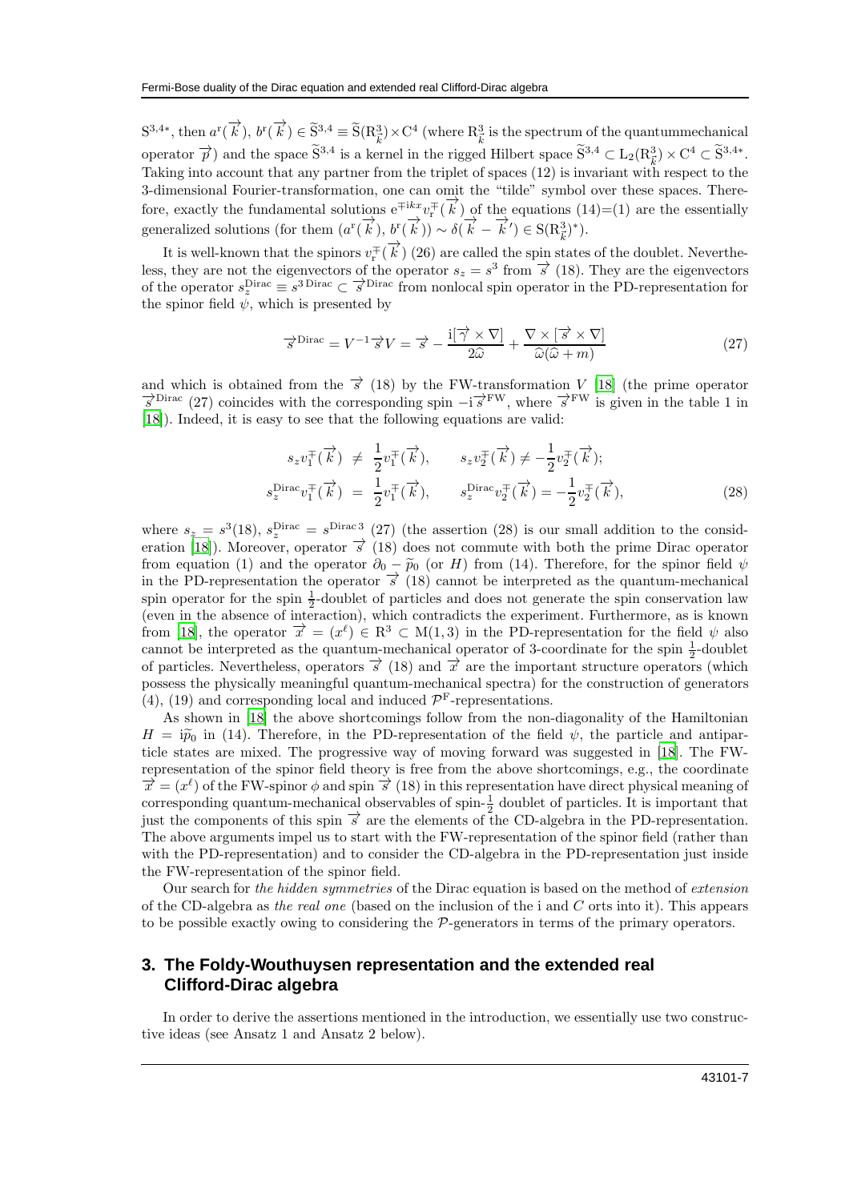$\mathrm{S}^{3,4*}$, then $a^{\mathrm{r}}(\overrightarrow{k}),\, b^{\mathrm{r}}(\overrightarrow{k}) \in \widetilde{\mathrm{S}}^{3,4} \equiv \widetilde{\mathrm{S}}(\mathrm{R}^3_{\vec{k}}) \times \mathrm{C}^4$ (where $\mathrm{R}^3_{\vec{k}}$ is the spectrum of the quantummechanical operator $\overrightarrow{p}$) and the space $\widetilde{\mathrm{S}}^{3,4}$ is a kernel in the rigged Hilbert space $\widetilde{\mathrm{S}}^{3,4} \subset \mathrm{L}_2(\mathrm{R}^3_{\vec{k}}) \times \mathrm{C}^4 \subset \widetilde{\mathrm{S}}^{3,4*}$. Taking into account that any partner from the triplet of spaces (12) is invariant with respect to the 3-dimensional Fourier-transformation, one can omit the "tilde" symbol over these spaces. Therefore, exactly the fundamental solutions $\mathrm{e}^{\mp \mathrm{i}kx} v^{\mp}_{\mathrm{r}}(\overrightarrow{k})$ of the equations (14)=(1) are the essentially generalized solutions (for them $(a^{\mathrm{r}}(\overrightarrow{k}),\, b^{\mathrm{r}}(\overrightarrow{k})) \sim \delta(\overrightarrow{k} - \overrightarrow{k}') \in \mathrm{S}(\mathrm{R}^3_{\vec{k}})^*$).

It is well-known that the spinors $v^{\mp}_{\mathrm{r}}(\overrightarrow{k})$ (26) are called the spin states of the doublet. Nevertheless, they are not the eigenvectors of the operator $s_z = s^3$ from $\overrightarrow{s}$ (18). They are the eigenvectors of the operator $s^{\mathrm{Dirac}}_z \equiv s^{3\,\mathrm{Dirac}} \subset \overrightarrow{s}^{\mathrm{Dirac}}$ from nonlocal spin operator in the PD-representation for the spinor field $\psi$, which is presented by

$$\overrightarrow{s}^{\mathrm{Dirac}} = V^{-1} \overrightarrow{s} V = \overrightarrow{s} - \frac{\mathrm{i}[\overrightarrow{\gamma} \times \nabla]}{2\widehat{\omega}} + \frac{\nabla \times [\overrightarrow{s} \times \nabla]}{\widehat{\omega}(\widehat{\omega} + m)} \tag{27}$$

and which is obtained from the $\overrightarrow{s}$ (18) by the FW-transformation $V$ [18] (the prime operator $\overrightarrow{s}^{\mathrm{Dirac}}$ (27) coincides with the corresponding spin $-\mathrm{i}\overrightarrow{s}^{\mathrm{FW}}$, where $\overrightarrow{s}^{\mathrm{FW}}$ is given in the table 1 in [18]). Indeed, it is easy to see that the following equations are valid:

$$\begin{aligned}
s_z v^{\mp}_1(\overrightarrow{k}) &\neq \frac{1}{2} v^{\mp}_1(\overrightarrow{k}), \qquad s_z v^{\mp}_2(\overrightarrow{k}) \neq -\frac{1}{2} v^{\mp}_2(\overrightarrow{k}); \\
s^{\mathrm{Dirac}}_z v^{\mp}_1(\overrightarrow{k}) &= \frac{1}{2} v^{\mp}_1(\overrightarrow{k}), \qquad s^{\mathrm{Dirac}}_z v^{\mp}_2(\overrightarrow{k}) = -\frac{1}{2} v^{\mp}_2(\overrightarrow{k}),
\end{aligned} \tag{28}$$

where $s_z = s^3$(18), $s^{\mathrm{Dirac}}_z = s^{\mathrm{Dirac}\,3}$ (27) (the assertion (28) is our small addition to the consideration [18]). Moreover, operator $\overrightarrow{s}$ (18) does not commute with both the prime Dirac operator from equation (1) and the operator $\partial_0 - \widetilde{p}_0$ (or $H$) from (14). Therefore, for the spinor field $\psi$ in the PD-representation the operator $\overrightarrow{s}$ (18) cannot be interpreted as the quantum-mechanical spin operator for the spin $\frac{1}{2}$-doublet of particles and does not generate the spin conservation law (even in the absence of interaction), which contradicts the experiment. Furthermore, as is known from [18], the operator $\overrightarrow{x} = (x^\ell) \in \mathrm{R}^3 \subset \mathrm{M}(1,3)$ in the PD-representation for the field $\psi$ also cannot be interpreted as the quantum-mechanical operator of 3-coordinate for the spin $\frac{1}{2}$-doublet of particles. Nevertheless, operators $\overrightarrow{s}$ (18) and $\overrightarrow{x}$ are the important structure operators (which possess the physically meaningful quantum-mechanical spectra) for the construction of generators (4), (19) and corresponding local and induced $\mathcal{P}^{\mathrm{F}}$-representations.

As shown in [18] the above shortcomings follow from the non-diagonality of the Hamiltonian $H = \mathrm{i}\widetilde{p}_0$ in (14). Therefore, in the PD-representation of the field $\psi$, the particle and antiparticle states are mixed. The progressive way of moving forward was suggested in [18]. The FW-representation of the spinor field theory is free from the above shortcomings, e.g., the coordinate $\overrightarrow{x} = (x^\ell)$ of the FW-spinor $\phi$ and spin $\overrightarrow{s}$ (18) in this representation have direct physical meaning of corresponding quantum-mechanical observables of spin-$\frac{1}{2}$ doublet of particles. It is important that just the components of this spin $\overrightarrow{s}$ are the elements of the CD-algebra in the PD-representation. The above arguments impel us to start with the FW-representation of the spinor field (rather than with the PD-representation) and to consider the CD-algebra in the PD-representation just inside the FW-representation of the spinor field.

Our search for *the hidden symmetries* of the Dirac equation is based on the method of *extension* of the CD-algebra as *the real one* (based on the inclusion of the i and $C$ orts into it). This appears to be possible exactly owing to considering the $\mathcal{P}$-generators in terms of the primary operators.

## 3. The Foldy-Wouthuysen representation and the extended real Clifford-Dirac algebra

In order to derive the assertions mentioned in the introduction, we essentially use two constructive ideas (see Ansatz 1 and Ansatz 2 below).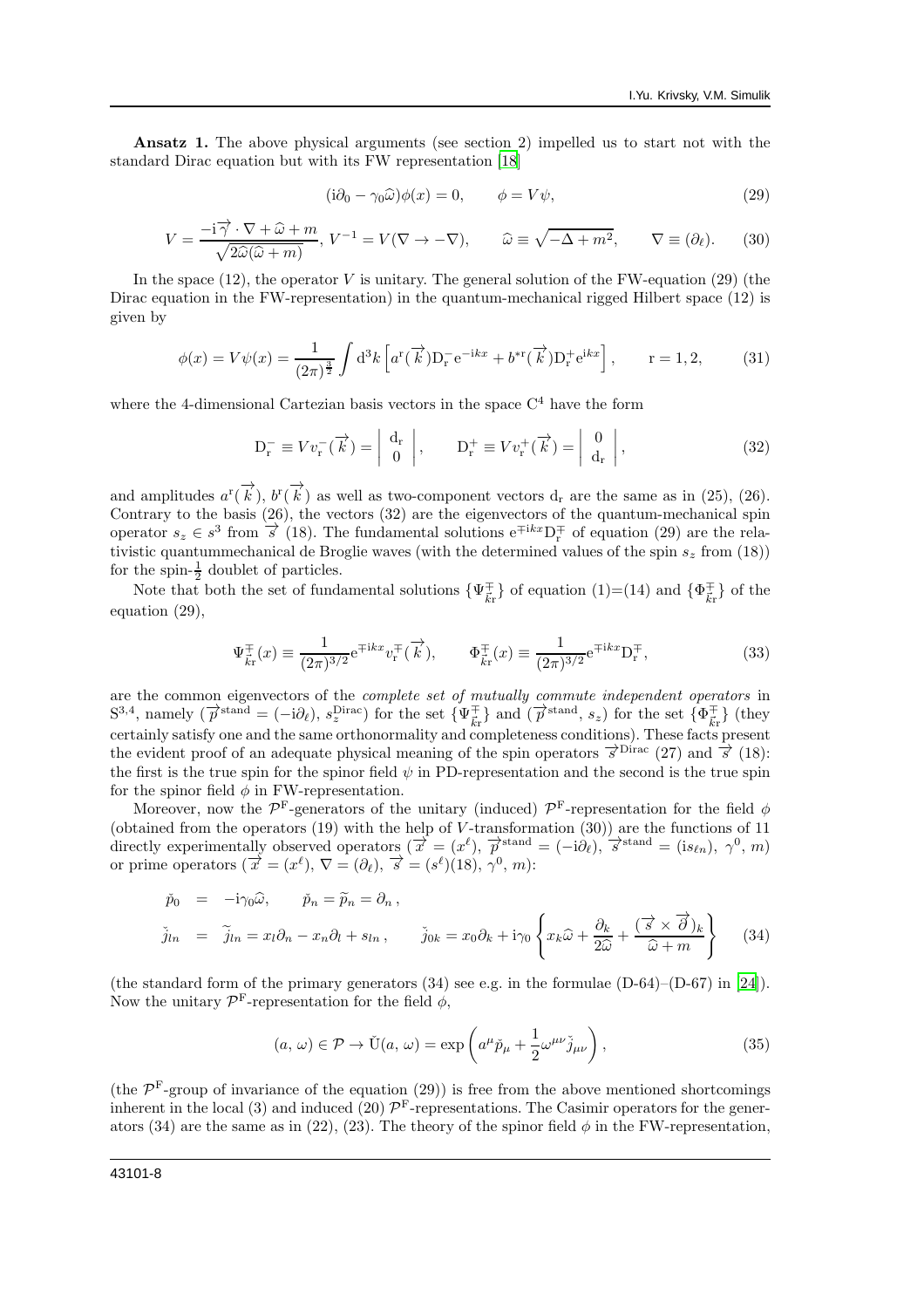**Ansatz 1.** The above physical arguments (see section 2) impelled us to start not with the standard Dirac equation but with its FW representation [18]

$$(\mathrm{i}\partial_0 - \gamma_0\widehat{\omega})\phi(x) = 0, \qquad \phi = V\psi, \tag{29}$$

$$V = \frac{-\mathrm{i}\overrightarrow{\gamma}\cdot\nabla + \widehat{\omega} + m}{\sqrt{2\widehat{\omega}(\widehat{\omega}+m)}},\ V^{-1} = V(\nabla \to -\nabla), \qquad \widehat{\omega} \equiv \sqrt{-\Delta + m^2}, \qquad \nabla \equiv (\partial_\ell). \tag{30}$$

In the space (12), the operator $V$ is unitary. The general solution of the FW-equation (29) (the Dirac equation in the FW-representation) in the quantum-mechanical rigged Hilbert space (12) is given by

$$\phi(x) = V\psi(x) = \frac{1}{(2\pi)^{\frac{3}{2}}}\int \mathrm{d}^3k \left[a^{\mathrm{r}}(\overrightarrow{k})\mathrm{D}^-_{\mathrm{r}}\mathrm{e}^{-\mathrm{i}kx} + b^{*\mathrm{r}}(\overrightarrow{k})\mathrm{D}^+_{\mathrm{r}}\mathrm{e}^{\mathrm{i}kx}\right], \qquad \mathrm{r} = 1, 2, \tag{31}$$

where the 4-dimensional Cartezian basis vectors in the space $\mathrm{C}^4$ have the form

$$\mathrm{D}^-_{\mathrm{r}} \equiv V v^-_{\mathrm{r}}(\overrightarrow{k}) = \left|\begin{array}{c} \mathrm{d_r} \\ 0 \end{array}\right|, \qquad \mathrm{D}^+_{\mathrm{r}} \equiv V v^+_{\mathrm{r}}(\overrightarrow{k}) = \left|\begin{array}{c} 0 \\ \mathrm{d_r} \end{array}\right|, \tag{32}$$

and amplitudes $a^{\mathrm{r}}(\overrightarrow{k})$, $b^{\mathrm{r}}(\overrightarrow{k})$ as well as two-component vectors $\mathrm{d_r}$ are the same as in (25), (26). Contrary to the basis (26), the vectors (32) are the eigenvectors of the quantum-mechanical spin operator $s_z \in s^3$ from $\overrightarrow{s}$ (18). The fundamental solutions $\mathrm{e}^{\mp\mathrm{i}kx}\mathrm{D}^{\mp}_{\mathrm{r}}$ of equation (29) are the relativistic quantummechanical de Broglie waves (with the determined values of the spin $s_z$ from (18)) for the spin-$\frac{1}{2}$ doublet of particles.

Note that both the set of fundamental solutions $\{\Psi^{\mp}_{\vec{k}\mathrm{r}}\}$ of equation (1)=(14) and $\{\Phi^{\mp}_{\vec{k}\mathrm{r}}\}$ of the equation (29),

$$\Psi^{\mp}_{\vec{k}\mathrm{r}}(x) \equiv \frac{1}{(2\pi)^{3/2}}\mathrm{e}^{\mp\mathrm{i}kx}v^{\mp}_{\mathrm{r}}(\overrightarrow{k}), \qquad \Phi^{\mp}_{\vec{k}\mathrm{r}}(x) \equiv \frac{1}{(2\pi)^{3/2}}\mathrm{e}^{\mp\mathrm{i}kx}\mathrm{D}^{\mp}_{\mathrm{r}}, \tag{33}$$

are the common eigenvectors of the *complete set of mutually commute independent operators* in $\mathrm{S}^{3,4}$, namely $(\overrightarrow{p}^{\,\mathrm{stand}} = (-\mathrm{i}\partial_\ell),\ s_z^{\mathrm{Dirac}})$ for the set $\{\Psi^{\mp}_{\vec{k}\mathrm{r}}\}$ and $(\overrightarrow{p}^{\,\mathrm{stand}},\ s_z)$ for the set $\{\Phi^{\mp}_{\vec{k}\mathrm{r}}\}$ (they certainly satisfy one and the same orthonormality and completeness conditions). These facts present the evident proof of an adequate physical meaning of the spin operators $\overrightarrow{s}^{\,\mathrm{Dirac}}$ (27) and $\overrightarrow{s}$ (18): the first is the true spin for the spinor field $\psi$ in PD-representation and the second is the true spin for the spinor field $\phi$ in FW-representation.

Moreover, now the $\mathcal{P}^{\mathrm{F}}$-generators of the unitary (induced) $\mathcal{P}^{\mathrm{F}}$-representation for the field $\phi$ (obtained from the operators (19) with the help of $V$-transformation (30)) are the functions of 11 directly experimentally observed operators $(\overrightarrow{x} = (x^\ell),\ \overrightarrow{p}^{\,\mathrm{stand}} = (-\mathrm{i}\partial_\ell),\ \overrightarrow{s}^{\,\mathrm{stand}} = (\mathrm{i}s_{\ell n}),\ \gamma^0,\ m)$ or prime operators $(\overrightarrow{x} = (x^\ell),\ \nabla = (\partial_\ell),\ \overrightarrow{s} = (s^\ell)(18),\ \gamma^0,\ m)$:

$$\begin{aligned}
\breve{p}_0 &= -\mathrm{i}\gamma_0\widehat{\omega}, \qquad \breve{p}_n = \widetilde{p}_n = \partial_n\,, \\
\breve{j}_{ln} &= \widetilde{j}_{ln} = x_l\partial_n - x_n\partial_l + s_{ln}\,, \qquad \breve{j}_{0k} = x_0\partial_k + \mathrm{i}\gamma_0\left\{x_k\widehat{\omega} + \frac{\partial_k}{2\widehat{\omega}} + \frac{(\overrightarrow{s}\times\overrightarrow{\partial})_k}{\widehat{\omega}+m}\right\}
\end{aligned} \tag{34}$$

(the standard form of the primary generators (34) see e.g. in the formulae (D-64)–(D-67) in [24]). Now the unitary $\mathcal{P}^{\mathrm{F}}$-representation for the field $\phi$,

$$(a,\,\omega) \in \mathcal{P} \to \breve{\mathrm{U}}(a,\,\omega) = \exp\left(a^\mu\breve{p}_\mu + \frac{1}{2}\omega^{\mu\nu}\breve{j}_{\mu\nu}\right), \tag{35}$$

(the $\mathcal{P}^{\mathrm{F}}$-group of invariance of the equation (29)) is free from the above mentioned shortcomings inherent in the local (3) and induced (20) $\mathcal{P}^{\mathrm{F}}$-representations. The Casimir operators for the generators (34) are the same as in (22), (23). The theory of the spinor field $\phi$ in the FW-representation,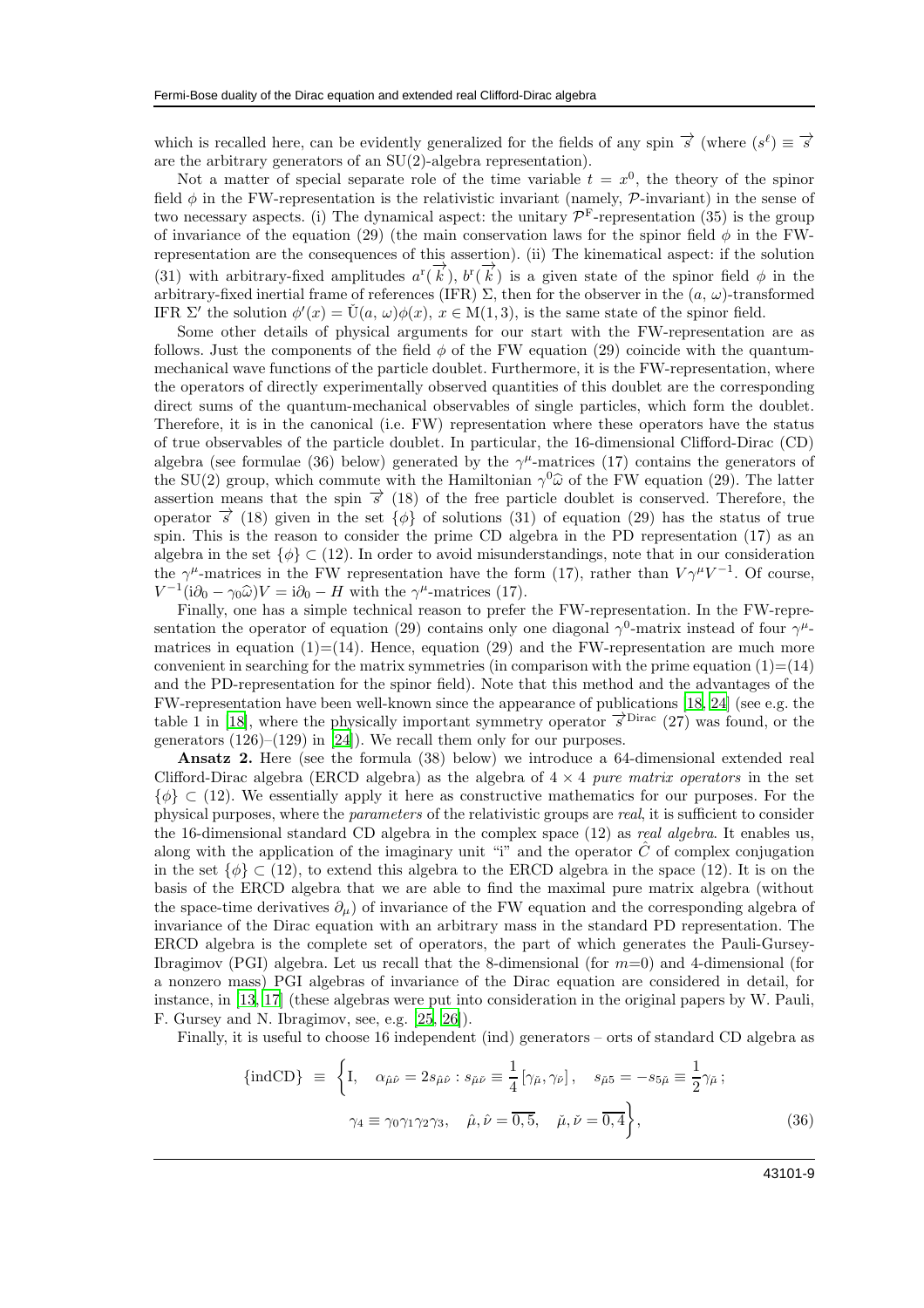which is recalled here, can be evidently generalized for the fields of any spin $\overrightarrow{s}$ (where $(s^\ell) \equiv \overrightarrow{s}$ are the arbitrary generators of an SU(2)-algebra representation).

Not a matter of special separate role of the time variable $t = x^0$, the theory of the spinor field $\phi$ in the FW-representation is the relativistic invariant (namely, $\mathcal{P}$-invariant) in the sense of two necessary aspects. (i) The dynamical aspect: the unitary $\mathcal{P}^{\rm F}$-representation (35) is the group of invariance of the equation (29) (the main conservation laws for the spinor field $\phi$ in the FW-representation are the consequences of this assertion). (ii) The kinematical aspect: if the solution (31) with arbitrary-fixed amplitudes $a^{\rm r}(\overrightarrow{k})$, $b^{\rm r}(\overrightarrow{k})$ is a given state of the spinor field $\phi$ in the arbitrary-fixed inertial frame of references (IFR) $\Sigma$, then for the observer in the $(a,\,\omega)$-transformed IFR $\Sigma'$ the solution $\phi'(x) = \hat{\rm U}(a,\,\omega)\phi(x)$, $x \in {\rm M}(1,3)$, is the same state of the spinor field.

Some other details of physical arguments for our start with the FW-representation are as follows. Just the components of the field $\phi$ of the FW equation (29) coincide with the quantum-mechanical wave functions of the particle doublet. Furthermore, it is the FW-representation, where the operators of directly experimentally observed quantities of this doublet are the corresponding direct sums of the quantum-mechanical observables of single particles, which form the doublet. Therefore, it is in the canonical (i.e. FW) representation where these operators have the status of true observables of the particle doublet. In particular, the 16-dimensional Clifford-Dirac (CD) algebra (see formulae (36) below) generated by the $\gamma^\mu$-matrices (17) contains the generators of the SU(2) group, which commute with the Hamiltonian $\gamma^0\widehat{\omega}$ of the FW equation (29). The latter assertion means that the spin $\overrightarrow{s}$ (18) of the free particle doublet is conserved. Therefore, the operator $\overrightarrow{s}$ (18) given in the set $\{\phi\}$ of solutions (31) of equation (29) has the status of true spin. This is the reason to consider the prime CD algebra in the PD representation (17) as an algebra in the set $\{\phi\} \subset (12)$. In order to avoid misunderstandings, note that in our consideration the $\gamma^\mu$-matrices in the FW representation have the form (17), rather than $V\gamma^\mu V^{-1}$. Of course, $V^{-1}({\rm i}\partial_0 - \gamma_0\widehat{\omega})V = {\rm i}\partial_0 - H$ with the $\gamma^\mu$-matrices (17).

Finally, one has a simple technical reason to prefer the FW-representation. In the FW-representation the operator of equation (29) contains only one diagonal $\gamma^0$-matrix instead of four $\gamma^\mu$-matrices in equation (1)=(14). Hence, equation (29) and the FW-representation are much more convenient in searching for the matrix symmetries (in comparison with the prime equation (1)=(14) and the PD-representation for the spinor field). Note that this method and the advantages of the FW-representation have been well-known since the appearance of publications [18, 24] (see e.g. the table 1 in [18], where the physically important symmetry operator $\overrightarrow{s}^{\rm Dirac}$ (27) was found, or the generators (126)–(129) in [24]). We recall them only for our purposes.

**Ansatz 2.** Here (see the formula (38) below) we introduce a 64-dimensional extended real Clifford-Dirac algebra (ERCD algebra) as the algebra of $4\times 4$ *pure matrix operators* in the set $\{\phi\} \subset (12)$. We essentially apply it here as constructive mathematics for our purposes. For the physical purposes, where the *parameters* of the relativistic groups are *real*, it is sufficient to consider the 16-dimensional standard CD algebra in the complex space (12) as *real algebra*. It enables us, along with the application of the imaginary unit "i" and the operator $\hat{C}$ of complex conjugation in the set $\{\phi\} \subset (12)$, to extend this algebra to the ERCD algebra in the space (12). It is on the basis of the ERCD algebra that we are able to find the maximal pure matrix algebra (without the space-time derivatives $\partial_\mu$) of invariance of the FW equation and the corresponding algebra of invariance of the Dirac equation with an arbitrary mass in the standard PD representation. The ERCD algebra is the complete set of operators, the part of which generates the Pauli-Gursey-Ibragimov (PGI) algebra. Let us recall that the 8-dimensional (for $m$=0) and 4-dimensional (for a nonzero mass) PGI algebras of invariance of the Dirac equation are considered in detail, for instance, in [13, 17] (these algebras were put into consideration in the original papers by W. Pauli, F. Gursey and N. Ibragimov, see, e.g. [25, 26]).

Finally, it is useful to choose 16 independent (ind) generators – orts of standard CD algebra as

$$\{{\rm indCD}\} \equiv \left\{{\rm I}, \quad \alpha_{\hat{\mu}\hat{\nu}} = 2s_{\hat{\mu}\hat{\nu}} : s_{\hat{\mu}\hat{\nu}} \equiv \frac{1}{4}\left[\gamma_{\hat{\mu}}, \gamma_{\hat{\nu}}\right], \quad s_{\breve{\mu}5} = -s_{5\breve{\mu}} \equiv \frac{1}{2}\gamma_{\breve{\mu}}; \right.$$
$$\left. \gamma_4 \equiv \gamma_0\gamma_1\gamma_2\gamma_3, \quad \hat{\mu},\hat{\nu} = \overline{0,5}, \quad \breve{\mu},\breve{\nu} = \overline{0,4}\right\}, \tag{36}$$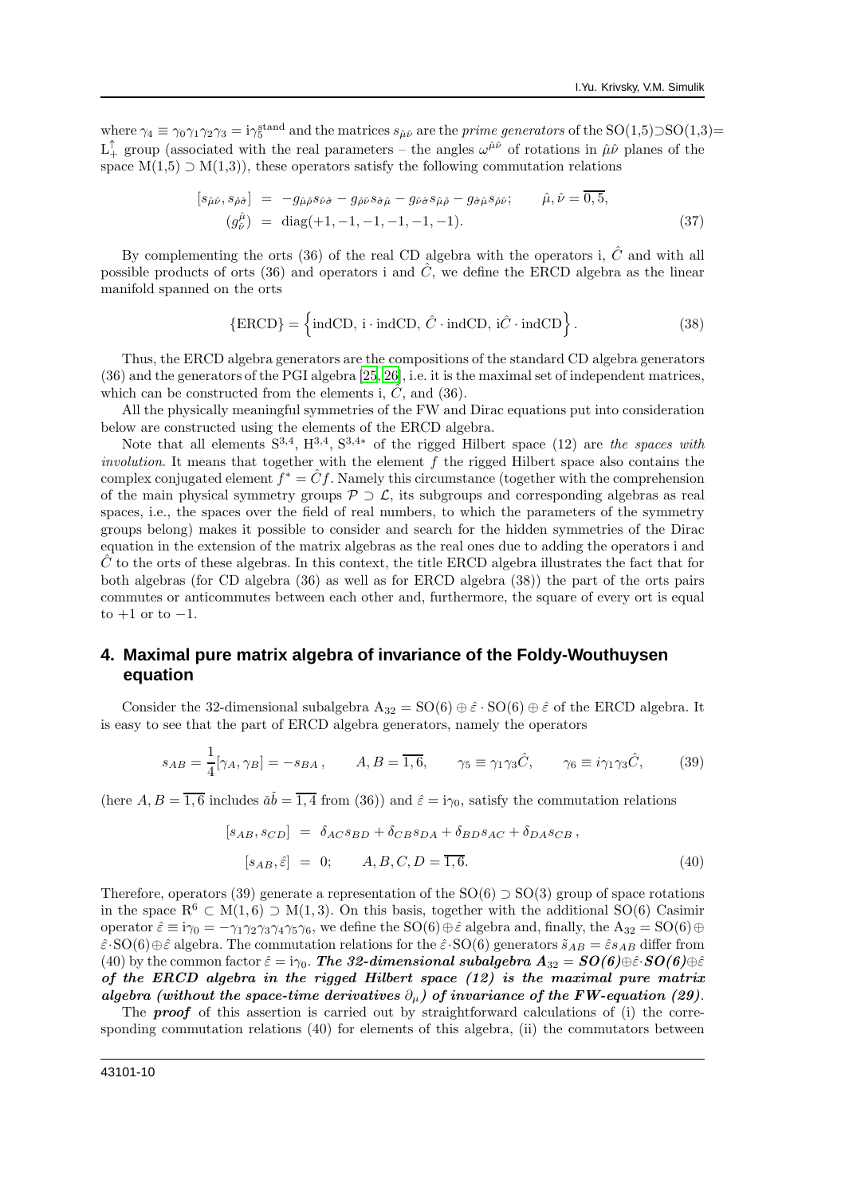where $\gamma_4 \equiv \gamma_0\gamma_1\gamma_2\gamma_3 = \mathrm{i}\gamma_5^{\mathrm{stand}}$ and the matrices $s_{\hat{\mu}\hat{\nu}}$ are the *prime generators* of the SO(1,5)$\supset$SO(1,3)= $\mathrm{L}_+^{\uparrow}$ group (associated with the real parameters – the angles $\omega^{\hat{\mu}\hat{\nu}}$ of rotations in $\hat{\mu}\hat{\nu}$ planes of the space M(1,5) $\supset$ M(1,3)), these operators satisfy the following commutation relations

$$
\begin{aligned}
[s_{\hat{\mu}\hat{\nu}}, s_{\hat{\rho}\hat{\sigma}}] &= -g_{\hat{\mu}\hat{\rho}}s_{\hat{\nu}\hat{\sigma}} - g_{\hat{\rho}\hat{\nu}}s_{\hat{\sigma}\hat{\mu}} - g_{\hat{\nu}\hat{\sigma}}s_{\hat{\mu}\hat{\rho}} - g_{\hat{\sigma}\hat{\mu}}s_{\hat{\rho}\hat{\nu}}; \qquad \hat{\mu}, \hat{\nu} = \overline{0,5}, \\
(g_{\hat{\nu}}^{\hat{\mu}}) &= \mathrm{diag}(+1, -1, -1, -1, -1, -1).
\end{aligned} \tag{37}
$$

By complementing the orts (36) of the real CD algebra with the operators i, $\hat{C}$ and with all possible products of orts (36) and operators i and $\hat{C}$, we define the ERCD algebra as the linear manifold spanned on the orts

$$
\{\mathrm{ERCD}\} = \left\{\mathrm{indCD},\ \mathrm{i}\cdot\mathrm{indCD},\ \hat{C}\cdot\mathrm{indCD},\ \mathrm{i}\hat{C}\cdot\mathrm{indCD}\right\}. \tag{38}
$$

Thus, the ERCD algebra generators are the compositions of the standard CD algebra generators (36) and the generators of the PGI algebra [25, 26], i.e. it is the maximal set of independent matrices, which can be constructed from the elements i, $\hat{C}$, and (36).

All the physically meaningful symmetries of the FW and Dirac equations put into consideration below are constructed using the elements of the ERCD algebra.

Note that all elements $\mathrm{S}^{3,4}$, $\mathrm{H}^{3,4}$, $\mathrm{S}^{3,4*}$ of the rigged Hilbert space (12) are *the spaces with involution*. It means that together with the element $f$ the rigged Hilbert space also contains the complex conjugated element $f^* = \hat{C}f$. Namely this circumstance (together with the comprehension of the main physical symmetry groups $\mathcal{P} \supset \mathcal{L}$, its subgroups and corresponding algebras as real spaces, i.e., the spaces over the field of real numbers, to which the parameters of the symmetry groups belong) makes it possible to consider and search for the hidden symmetries of the Dirac equation in the extension of the matrix algebras as the real ones due to adding the operators i and $\hat{C}$ to the orts of these algebras. In this context, the title ERCD algebra illustrates the fact that for both algebras (for CD algebra (36) as well as for ERCD algebra (38)) the part of the orts pairs commutes or anticommutes between each other and, furthermore, the square of every ort is equal to +1 or to −1.

## 4. Maximal pure matrix algebra of invariance of the Foldy-Wouthuysen equation

Consider the 32-dimensional subalgebra $\mathrm{A}_{32} = \mathrm{SO}(6) \oplus \hat{\varepsilon}\cdot\mathrm{SO}(6) \oplus \hat{\varepsilon}$ of the ERCD algebra. It is easy to see that the part of ERCD algebra generators, namely the operators

$$
s_{AB} = \frac{1}{4}[\gamma_A, \gamma_B] = -s_{BA}, \qquad A, B = \overline{1,6}, \qquad \gamma_5 \equiv \gamma_1\gamma_3\hat{C}, \qquad \gamma_6 \equiv i\gamma_1\gamma_3\hat{C}, \tag{39}
$$

(here $A, B = \overline{1,6}$ includes $\breve{a}\breve{b} = \overline{1,4}$ from (36)) and $\hat{\varepsilon} = \mathrm{i}\gamma_0$, satisfy the commutation relations

$$
\begin{aligned}
[s_{AB}, s_{CD}] &= \delta_{AC}s_{BD} + \delta_{CB}s_{DA} + \delta_{BD}s_{AC} + \delta_{DA}s_{CB}, \\
[s_{AB}, \hat{\varepsilon}] &= 0; \qquad A, B, C, D = \overline{1,6}.
\end{aligned} \tag{40}
$$

Therefore, operators (39) generate a representation of the SO(6) $\supset$ SO(3) group of space rotations in the space $\mathrm{R}^6 \subset$ M(1,6) $\supset$ M(1,3). On this basis, together with the additional SO(6) Casimir operator $\hat{\varepsilon} \equiv \mathrm{i}\gamma_0 = -\gamma_1\gamma_2\gamma_3\gamma_4\gamma_5\gamma_6$, we define the SO(6)$\oplus\hat{\varepsilon}$ algebra and, finally, the $\mathrm{A}_{32} = \mathrm{SO}(6)\oplus\hat{\varepsilon}\cdot\mathrm{SO}(6)\oplus\hat{\varepsilon}$ algebra. The commutation relations for the $\hat{\varepsilon}\cdot$SO(6) generators $\tilde{s}_{AB} = \hat{\varepsilon}s_{AB}$ differ from (40) by the common factor $\hat{\varepsilon} = \mathrm{i}\gamma_0$. ***The 32-dimensional subalgebra $\mathbf{A}_{32} = \mathbf{SO(6)}\oplus\hat{\varepsilon}\cdot\mathbf{SO(6)}\oplus\hat{\varepsilon}$ of the ERCD algebra in the rigged Hilbert space (12) is the maximal pure matrix algebra (without the space-time derivatives $\partial_\mu$) of invariance of the FW-equation (29).***

The ***proof*** of this assertion is carried out by straightforward calculations of (i) the corresponding commutation relations (40) for elements of this algebra, (ii) the commutators between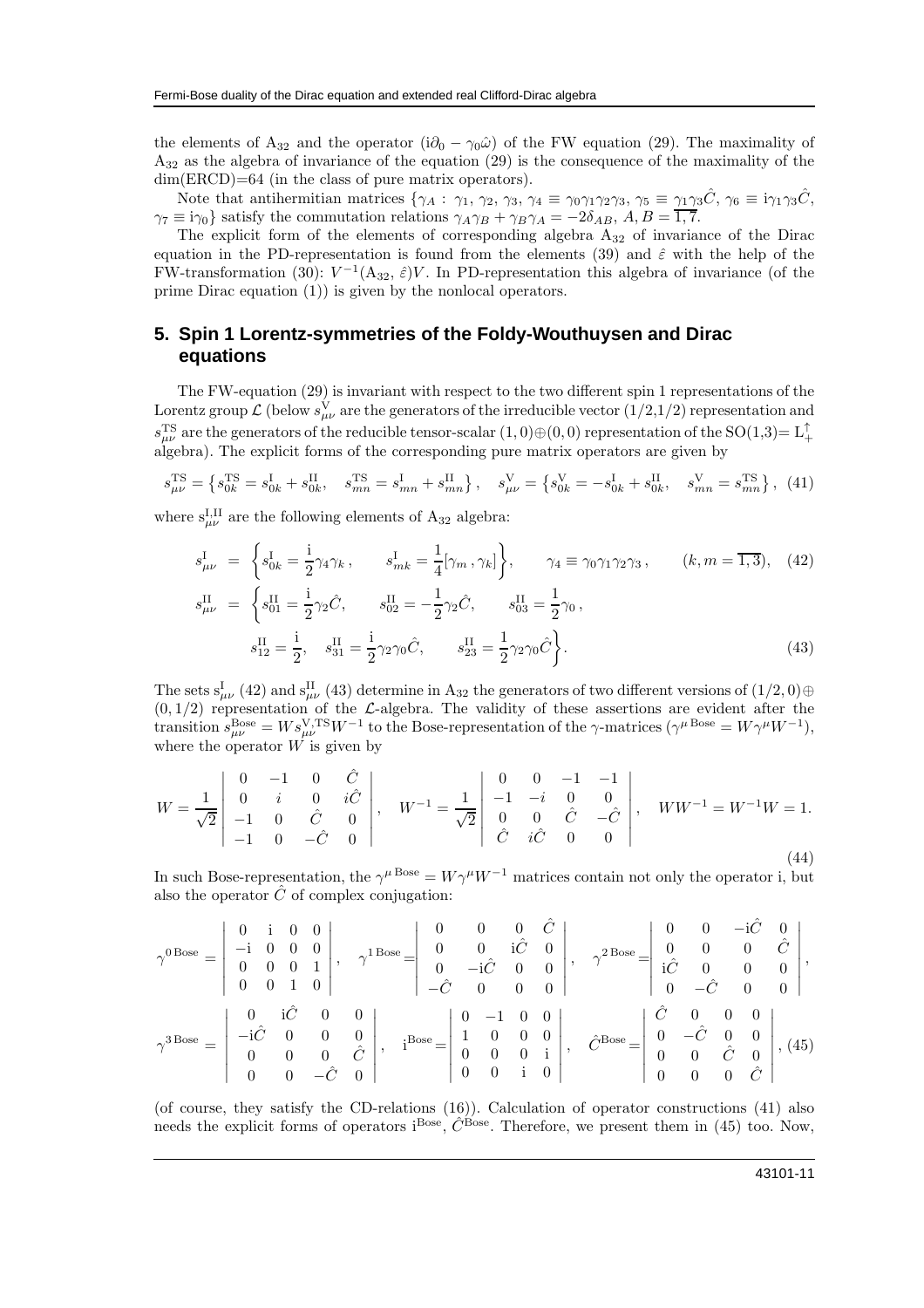the elements of $A_{32}$ and the operator $(\mathrm{i}\partial_0 - \gamma_0\hat{\omega})$ of the FW equation (29). The maximality of $A_{32}$ as the algebra of invariance of the equation (29) is the consequence of the maximality of the dim(ERCD)=64 (in the class of pure matrix operators).

Note that antihermitian matrices $\{\gamma_A : \gamma_1, \gamma_2, \gamma_3, \gamma_4 \equiv \gamma_0\gamma_1\gamma_2\gamma_3, \gamma_5 \equiv \gamma_1\gamma_3\hat{C}, \gamma_6 \equiv \mathrm{i}\gamma_1\gamma_3\hat{C}, \gamma_7 \equiv \mathrm{i}\gamma_0\}$ satisfy the commutation relations $\gamma_A\gamma_B + \gamma_B\gamma_A = -2\delta_{AB}$, $A, B = \overline{1,7}$.

The explicit form of the elements of corresponding algebra $A_{32}$ of invariance of the Dirac equation in the PD-representation is found from the elements (39) and $\hat{\varepsilon}$ with the help of the FW-transformation (30): $V^{-1}(A_{32}, \hat{\varepsilon})V$. In PD-representation this algebra of invariance (of the prime Dirac equation (1)) is given by the nonlocal operators.

## 5. Spin 1 Lorentz-symmetries of the Foldy-Wouthuysen and Dirac equations

The FW-equation (29) is invariant with respect to the two different spin 1 representations of the Lorentz group $\mathcal{L}$ (below $s^{\mathrm{V}}_{\mu\nu}$ are the generators of the irreducible vector (1/2,1/2) representation and $s^{\mathrm{TS}}_{\mu\nu}$ are the generators of the reducible tensor-scalar $(1,0)\oplus(0,0)$ representation of the SO(1,3)= $\mathrm{L}^{\uparrow}_{+}$ algebra). The explicit forms of the corresponding pure matrix operators are given by

$$s^{\mathrm{TS}}_{\mu\nu} = \left\{s^{\mathrm{TS}}_{0k} = s^{\mathrm{I}}_{0k} + s^{\mathrm{II}}_{0k}, \quad s^{\mathrm{TS}}_{mn} = s^{\mathrm{I}}_{mn} + s^{\mathrm{II}}_{mn}\right\}, \quad s^{\mathrm{V}}_{\mu\nu} = \left\{s^{\mathrm{V}}_{0k} = -s^{\mathrm{I}}_{0k} + s^{\mathrm{II}}_{0k}, \quad s^{\mathrm{V}}_{mn} = s^{\mathrm{TS}}_{mn}\right\}, \quad (41)$$

where $s^{\mathrm{I,II}}_{\mu\nu}$ are the following elements of $A_{32}$ algebra:

$$s^{\mathrm{I}}_{\mu\nu} = \left\{s^{\mathrm{I}}_{0k} = \frac{\mathrm{i}}{2}\gamma_4\gamma_k\,, \qquad s^{\mathrm{I}}_{mk} = \frac{1}{4}[\gamma_m\,, \gamma_k]\right\}, \qquad \gamma_4 \equiv \gamma_0\gamma_1\gamma_2\gamma_3\,, \qquad (k, m = \overline{1,3}), \quad (42)$$

$$\begin{aligned} s^{\mathrm{II}}_{\mu\nu} = \Big\{ & s^{\mathrm{II}}_{01} = \frac{\mathrm{i}}{2}\gamma_2\hat{C}, \qquad s^{\mathrm{II}}_{02} = -\frac{1}{2}\gamma_2\hat{C}, \qquad s^{\mathrm{II}}_{03} = \frac{1}{2}\gamma_0\,, \\ & s^{\mathrm{II}}_{12} = \frac{\mathrm{i}}{2}, \quad s^{\mathrm{II}}_{31} = \frac{\mathrm{i}}{2}\gamma_2\gamma_0\hat{C}, \qquad s^{\mathrm{II}}_{23} = \frac{1}{2}\gamma_2\gamma_0\hat{C}\Big\}. \end{aligned} \quad (43)$$

The sets $s^{\mathrm{I}}_{\mu\nu}$ (42) and $s^{\mathrm{II}}_{\mu\nu}$ (43) determine in $A_{32}$ the generators of two different versions of $(1/2,0)\oplus(0,1/2)$ representation of the $\mathcal{L}$-algebra. The validity of these assertions are evident after the transition $s^{\mathrm{Bose}}_{\mu\nu} = W s^{\mathrm{V,TS}}_{\mu\nu} W^{-1}$ to the Bose-representation of the $\gamma$-matrices ($\gamma^{\mu\,\mathrm{Bose}} = W\gamma^{\mu}W^{-1}$), where the operator $W$ is given by

$$W = \frac{1}{\sqrt{2}}\begin{vmatrix} 0 & -1 & 0 & \hat{C} \\ 0 & i & 0 & i\hat{C} \\ -1 & 0 & \hat{C} & 0 \\ -1 & 0 & -\hat{C} & 0 \end{vmatrix}, \quad W^{-1} = \frac{1}{\sqrt{2}}\begin{vmatrix} 0 & 0 & -1 & -1 \\ -1 & -i & 0 & 0 \\ 0 & 0 & \hat{C} & -\hat{C} \\ \hat{C} & i\hat{C} & 0 & 0 \end{vmatrix}, \quad WW^{-1} = W^{-1}W = 1. \quad (44)$$

In such Bose-representation, the $\gamma^{\mu\,\mathrm{Bose}} = W\gamma^{\mu}W^{-1}$ matrices contain not only the operator i, but also the operator $\hat{C}$ of complex conjugation:

$$\gamma^{0\,\mathrm{Bose}} = \begin{vmatrix} 0 & \mathrm{i} & 0 & 0 \\ -\mathrm{i} & 0 & 0 & 0 \\ 0 & 0 & 0 & 1 \\ 0 & 0 & 1 & 0 \end{vmatrix}, \quad \gamma^{1\,\mathrm{Bose}} = \begin{vmatrix} 0 & 0 & 0 & \hat{C} \\ 0 & 0 & \mathrm{i}\hat{C} & 0 \\ 0 & -\mathrm{i}\hat{C} & 0 & 0 \\ -\hat{C} & 0 & 0 & 0 \end{vmatrix}, \quad \gamma^{2\,\mathrm{Bose}} = \begin{vmatrix} 0 & 0 & -\mathrm{i}\hat{C} & 0 \\ 0 & 0 & 0 & \hat{C} \\ \mathrm{i}\hat{C} & 0 & 0 & 0 \\ 0 & -\hat{C} & 0 & 0 \end{vmatrix},$$

$$\gamma^{3\,\mathrm{Bose}} = \begin{vmatrix} 0 & \mathrm{i}\hat{C} & 0 & 0 \\ -\mathrm{i}\hat{C} & 0 & 0 & 0 \\ 0 & 0 & 0 & \hat{C} \\ 0 & 0 & -\hat{C} & 0 \end{vmatrix}, \quad \mathrm{i}^{\mathrm{Bose}} = \begin{vmatrix} 0 & -1 & 0 & 0 \\ 1 & 0 & 0 & 0 \\ 0 & 0 & 0 & \mathrm{i} \\ 0 & 0 & \mathrm{i} & 0 \end{vmatrix}, \quad \hat{C}^{\mathrm{Bose}} = \begin{vmatrix} \hat{C} & 0 & 0 & 0 \\ 0 & -\hat{C} & 0 & 0 \\ 0 & 0 & \hat{C} & 0 \\ 0 & 0 & 0 & \hat{C} \end{vmatrix}, \quad (45)$$

(of course, they satisfy the CD-relations (16)). Calculation of operator constructions (41) also needs the explicit forms of operators $\mathrm{i}^{\mathrm{Bose}}$, $\hat{C}^{\mathrm{Bose}}$. Therefore, we present them in (45) too. Now,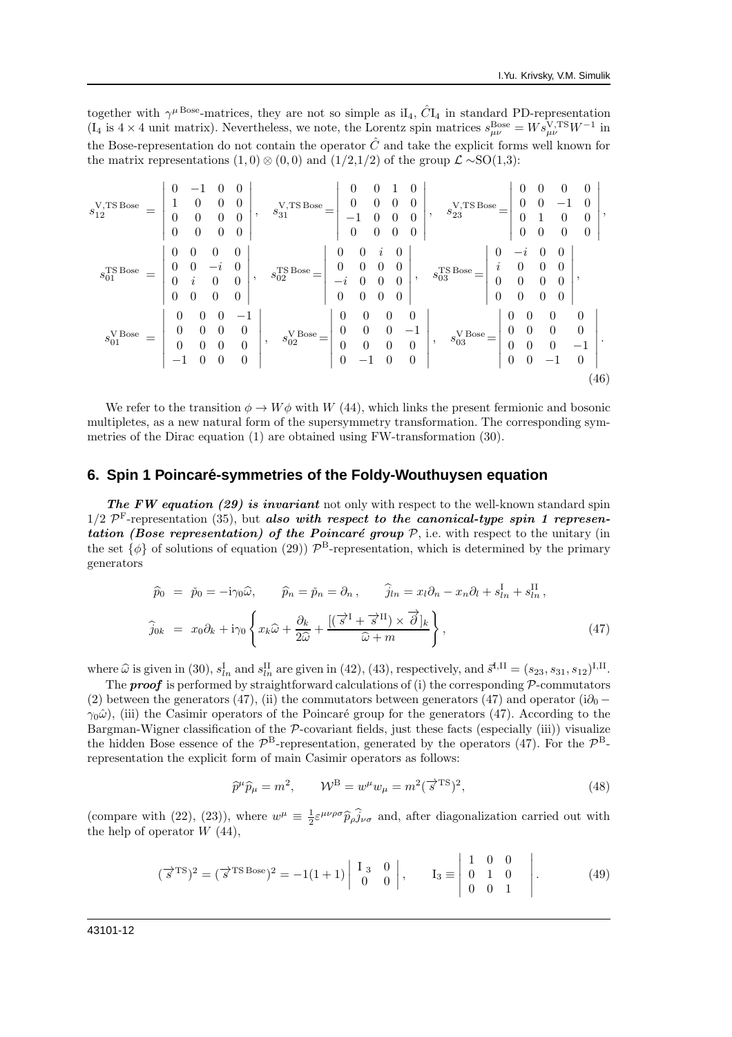together with $\gamma^{\mu\,\mathrm{Bose}}$-matrices, they are not so simple as $\mathrm{iI}_4$, $\hat{C}\mathrm{I}_4$ in standard PD-representation ($\mathrm{I}_4$ is $4\times 4$ unit matrix). Nevertheless, we note, the Lorentz spin matrices $s_{\mu\nu}^{\mathrm{Bose}} = W s_{\mu\nu}^{\mathrm{V,TS}} W^{-1}$ in the Bose-representation do not contain the operator $\hat{C}$ and take the explicit forms well known for the matrix representations $(1,0)\otimes(0,0)$ and $(1/2,1/2)$ of the group $\mathcal{L}\sim$SO(1,3):

$$
\begin{aligned}
s_{12}^{\mathrm{V,TS\,Bose}} &= \begin{vmatrix} 0 & -1 & 0 & 0 \\ 1 & 0 & 0 & 0 \\ 0 & 0 & 0 & 0 \\ 0 & 0 & 0 & 0 \end{vmatrix}, \quad
s_{31}^{\mathrm{V,TS\,Bose}} = \begin{vmatrix} 0 & 0 & 1 & 0 \\ 0 & 0 & 0 & 0 \\ -1 & 0 & 0 & 0 \\ 0 & 0 & 0 & 0 \end{vmatrix}, \quad
s_{23}^{\mathrm{V,TS\,Bose}} = \begin{vmatrix} 0 & 0 & 0 & 0 \\ 0 & 0 & -1 & 0 \\ 0 & 1 & 0 & 0 \\ 0 & 0 & 0 & 0 \end{vmatrix}, \\
s_{01}^{\mathrm{TS\,Bose}} &= \begin{vmatrix} 0 & 0 & 0 & 0 \\ 0 & 0 & -i & 0 \\ 0 & i & 0 & 0 \\ 0 & 0 & 0 & 0 \end{vmatrix}, \quad
s_{02}^{\mathrm{TS\,Bose}} = \begin{vmatrix} 0 & 0 & i & 0 \\ 0 & 0 & 0 & 0 \\ -i & 0 & 0 & 0 \\ 0 & 0 & 0 & 0 \end{vmatrix}, \quad
s_{03}^{\mathrm{TS\,Bose}} = \begin{vmatrix} 0 & -i & 0 & 0 \\ i & 0 & 0 & 0 \\ 0 & 0 & 0 & 0 \\ 0 & 0 & 0 & 0 \end{vmatrix}, \\
s_{01}^{\mathrm{V\,Bose}} &= \begin{vmatrix} 0 & 0 & 0 & -1 \\ 0 & 0 & 0 & 0 \\ 0 & 0 & 0 & 0 \\ -1 & 0 & 0 & 0 \end{vmatrix}, \quad
s_{02}^{\mathrm{V\,Bose}} = \begin{vmatrix} 0 & 0 & 0 & 0 \\ 0 & 0 & 0 & -1 \\ 0 & 0 & 0 & 0 \\ 0 & -1 & 0 & 0 \end{vmatrix}, \quad
s_{03}^{\mathrm{V\,Bose}} = \begin{vmatrix} 0 & 0 & 0 & 0 \\ 0 & 0 & 0 & 0 \\ 0 & 0 & 0 & -1 \\ 0 & 0 & -1 & 0 \end{vmatrix}.
\end{aligned}
\tag{46}
$$

We refer to the transition $\phi \to W\phi$ with $W$ (44), which links the present fermionic and bosonic multipletes, as a new natural form of the supersymmetry transformation. The corresponding symmetries of the Dirac equation (1) are obtained using FW-transformation (30).

## 6. Spin 1 Poincaré-symmetries of the Foldy-Wouthuysen equation

***The FW equation (29) is invariant*** not only with respect to the well-known standard spin 1/2 $\mathcal{P}^{\mathrm{F}}$-representation (35), but ***also with respect to the canonical-type spin 1 representation (Bose representation) of the Poincaré group*** $\mathcal{P}$, i.e. with respect to the unitary (in the set $\{\phi\}$ of solutions of equation (29)) $\mathcal{P}^{\mathrm{B}}$-representation, which is determined by the primary generators

$$
\begin{aligned}
\widehat{p}_0 &= \check{p}_0 = -\mathrm{i}\gamma_0\widehat{\omega}, \qquad \widehat{p}_n = \check{p}_n = \partial_n\,, \qquad \widehat{j}_{ln} = x_l\partial_n - x_n\partial_l + s_{ln}^{\mathrm{I}} + s_{ln}^{\mathrm{II}}\,, \\
\widehat{j}_{0k} &= x_0\partial_k + \mathrm{i}\gamma_0\left\{ x_k\widehat{\omega} + \frac{\partial_k}{2\widehat{\omega}} + \frac{[(\overrightarrow{s}^{\mathrm{I}} + \overrightarrow{s}^{\mathrm{II}})\times\overrightarrow{\partial}]_k}{\widehat{\omega}+m} \right\},
\end{aligned}
\tag{47}
$$

where $\widehat{\omega}$ is given in (30), $s_{ln}^{\mathrm{I}}$ and $s_{ln}^{\mathrm{II}}$ are given in (42), (43), respectively, and $\vec{s}^{\mathrm{I,II}} = (s_{23}, s_{31}, s_{12})^{\mathrm{I,II}}$.

The ***proof*** is performed by straightforward calculations of (i) the corresponding $\mathcal{P}$-commutators (2) between the generators (47), (ii) the commutators between generators (47) and operator $(\mathrm{i}\partial_0 - \gamma_0\hat{\omega})$, (iii) the Casimir operators of the Poincaré group for the generators (47). According to the Bargman-Wigner classification of the $\mathcal{P}$-covariant fields, just these facts (especially (iii)) visualize the hidden Bose essence of the $\mathcal{P}^{\mathrm{B}}$-representation, generated by the operators (47). For the $\mathcal{P}^{\mathrm{B}}$-representation the explicit form of main Casimir operators as follows:

$$
\widehat{p}^{\mu}\widehat{p}_{\mu} = m^2, \qquad \mathcal{W}^{\mathrm{B}} = w^{\mu}w_{\mu} = m^2(\overrightarrow{s}^{\mathrm{TS}})^2,
\tag{48}
$$

(compare with (22), (23)), where $w^{\mu} \equiv \frac{1}{2}\varepsilon^{\mu\nu\rho\sigma}\widehat{p}_{\rho}\widehat{j}_{\nu\sigma}$ and, after diagonalization carried out with the help of operator $W$ (44),

$$
(\overrightarrow{s}^{\mathrm{TS}})^2 = (\overrightarrow{s}^{\mathrm{TS\,Bose}})^2 = -1(1+1)\begin{vmatrix} \mathrm{I}_3 & 0 \\ 0 & 0 \end{vmatrix}, \qquad \mathrm{I}_3 \equiv \begin{vmatrix} 1 & 0 & 0 \\ 0 & 1 & 0 \\ 0 & 0 & 1 \end{vmatrix}.
\tag{49}
$$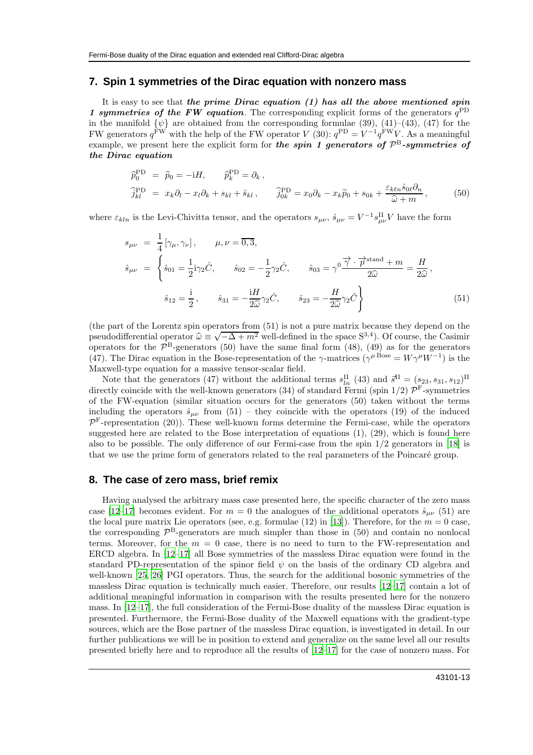## 7. Spin 1 symmetries of the Dirac equation with nonzero mass

It is easy to see that ***the prime Dirac equation (1) has all the above mentioned spin 1 symmetries of the FW equation***. The corresponding explicit forms of the generators $q^{\mathrm{PD}}$ in the manifold $\{\psi\}$ are obtained from the corresponding formulae (39), (41)–(43), (47) for the FW generators $q^{\mathrm{FW}}$ with the help of the FW operator $V$ (30): $q^{\mathrm{PD}} = V^{-1}q^{\mathrm{FW}}V$. As a meaningful example, we present here the explicit form for ***the spin 1 generators of $\mathcal{P}^{\mathrm{B}}$-symmetries of the Dirac equation***

$$
\begin{aligned}
\widehat{p}_0^{\mathrm{PD}} &= \widetilde{p}_0 = -\mathrm{i}H, \qquad \widehat{p}_k^{\mathrm{PD}} = \partial_k\,, \\
\widehat{j}_{kl}^{\mathrm{PD}} &= x_k\partial_l - x_l\partial_k + s_{kl} + \hat{s}_{kl}\,, \qquad \widehat{j}_{0k}^{\mathrm{PD}} = x_0\partial_k - x_k\widetilde{p}_0 + s_{0k} + \frac{\varepsilon_{k\ell n}\hat{s}_{0\ell}\partial_n}{\widehat{\omega}+m}\,,
\end{aligned}
\tag{50}
$$

where $\varepsilon_{kln}$ is the Levi-Chivitta tensor, and the operators $s_{\mu\nu}$, $\hat{s}_{\mu\nu} = V^{-1}s_{\mu\nu}^{\mathrm{II}}V$ have the form

$$
\begin{aligned}
s_{\mu\nu} &= \frac{1}{4}\left[\gamma_\mu, \gamma_\nu\right], \qquad \mu,\nu = \overline{0,3}, \\
\hat{s}_{\mu\nu} &= \left\{ \hat{s}_{01} = \frac{1}{2}\mathrm{i}\gamma_2\hat{C}, \qquad \hat{s}_{02} = -\frac{1}{2}\gamma_2\hat{C}, \qquad \hat{s}_{03} = \gamma^0\frac{\overrightarrow{\gamma}\cdot\overrightarrow{p}^{\mathrm{stand}} + m}{2\widehat{\omega}} = \frac{H}{2\widehat{\omega}}\,, \right. \\
&\qquad \left. \hat{s}_{12} = \frac{\mathrm{i}}{2}\,, \qquad \hat{s}_{31} = -\frac{\mathrm{i}H}{2\widehat{\omega}}\gamma_2\hat{C}, \qquad \hat{s}_{23} = -\frac{H}{2\widehat{\omega}}\gamma_2\hat{C} \right\}
\end{aligned}
\tag{51}
$$

(the part of the Lorentz spin operators from (51) is not a pure matrix because they depend on the pseudodifferential operator $\widehat{\omega} \equiv \sqrt{-\Delta + m^2}$ well-defined in the space $\mathrm{S}^{3,4}$). Of course, the Casimir operators for the $\mathcal{P}^{\mathrm{B}}$-generators (50) have the same final form (48), (49) as for the generators (47). The Dirac equation in the Bose-representation of the $\gamma$-matrices ($\gamma^{\mu\,\mathrm{Bose}} = W\gamma^\mu W^{-1}$) is the Maxwell-type equation for a massive tensor-scalar field.

Note that the generators (47) without the additional terms $s_{ln}^{\mathrm{II}}$ (43) and $\vec{s}^{\mathrm{II}} = (s_{23}, s_{31}, s_{12})^{\mathrm{II}}$ directly coincide with the well-known generators (34) of standard Fermi (spin 1/2) $\mathcal{P}^{\mathrm{F}}$-symmetries of the FW-equation (similar situation occurs for the generators (50) taken without the terms including the operators $\hat{s}_{\mu\nu}$ from (51) – they coincide with the operators (19) of the induced $\mathcal{P}^{\mathrm{F}}$-representation (20)). These well-known forms determine the Fermi-case, while the operators suggested here are related to the Bose interpretation of equations (1), (29), which is found here also to be possible. The only difference of our Fermi-case from the spin 1/2 generators in [18] is that we use the prime form of generators related to the real parameters of the Poincaré group.

## 8. The case of zero mass, brief remix

Having analysed the arbitrary mass case presented here, the specific character of the zero mass case [12–17] becomes evident. For $m = 0$ the analogues of the additional operators $\hat{s}_{\mu\nu}$ (51) are the local pure matrix Lie operators (see, e.g. formulae (12) in [13]). Therefore, for the $m = 0$ case, the corresponding $\mathcal{P}^{\mathrm{B}}$-generators are much simpler than those in (50) and contain no nonlocal terms. Moreover, for the $m = 0$ case, there is no need to turn to the FW-representation and ERCD algebra. In [12–17] all Bose symmetries of the massless Dirac equation were found in the standard PD-representation of the spinor field $\psi$ on the basis of the ordinary CD algebra and well-known [25, 26] PGI operators. Thus, the search for the additional bosonic symmetries of the massless Dirac equation is technically much easier. Therefore, our results [12–17] contain a lot of additional meaningful information in comparison with the results presented here for the nonzero mass. In [12–17], the full consideration of the Fermi-Bose duality of the massless Dirac equation is presented. Furthermore, the Fermi-Bose duality of the Maxwell equations with the gradient-type sources, which are the Bose partner of the massless Dirac equation, is investigated in detail. In our further publications we will be in position to extend and generalize on the same level all our results presented briefly here and to reproduce all the results of [12–17] for the case of nonzero mass. For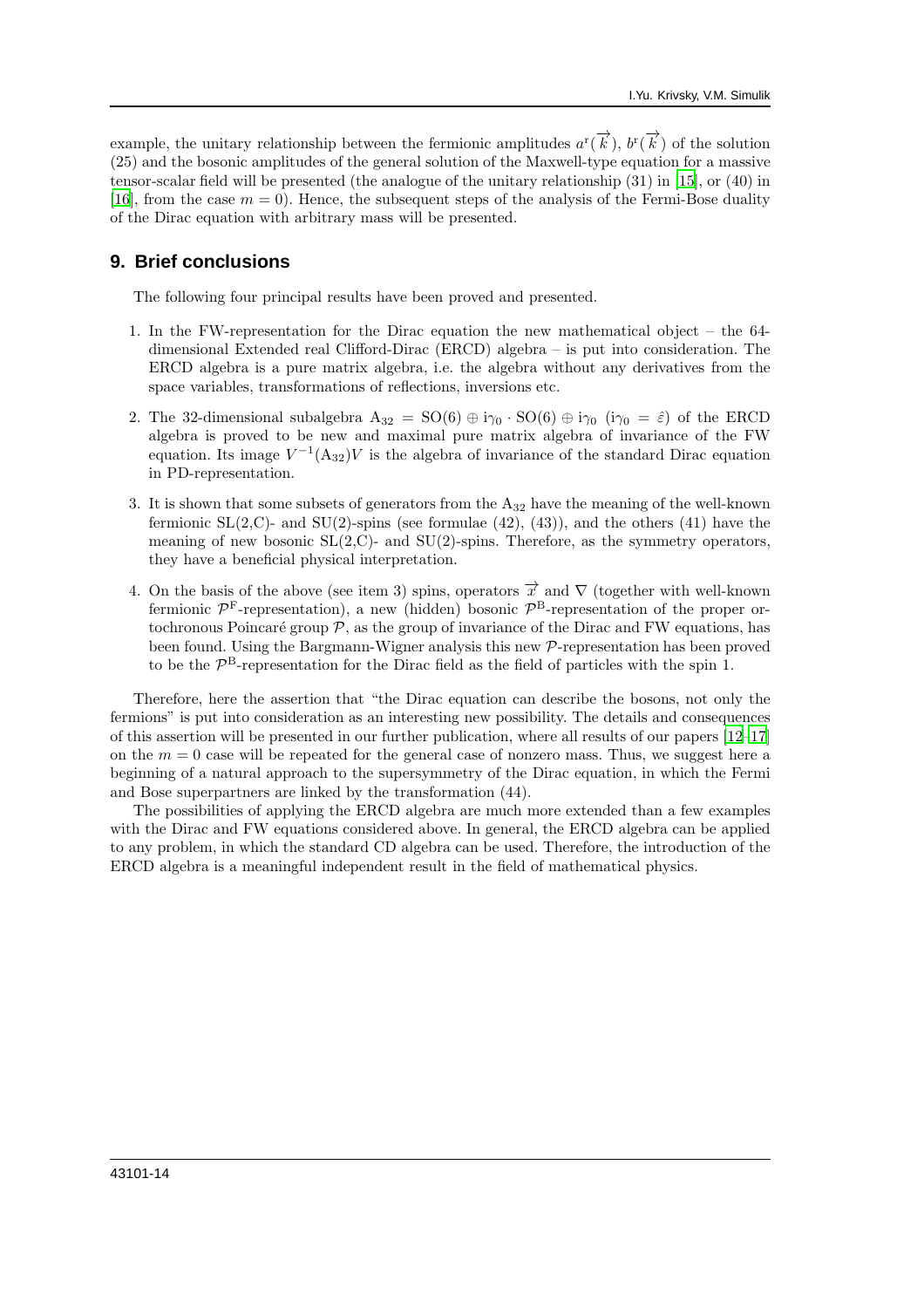example, the unitary relationship between the fermionic amplitudes $a^{\mathrm{r}}(\overrightarrow{k})$, $b^{\mathrm{r}}(\overrightarrow{k})$ of the solution (25) and the bosonic amplitudes of the general solution of the Maxwell-type equation for a massive tensor-scalar field will be presented (the analogue of the unitary relationship (31) in [15], or (40) in [16], from the case $m = 0$). Hence, the subsequent steps of the analysis of the Fermi-Bose duality of the Dirac equation with arbitrary mass will be presented.

## 9. Brief conclusions

The following four principal results have been proved and presented.

1. In the FW-representation for the Dirac equation the new mathematical object – the 64-dimensional Extended real Clifford-Dirac (ERCD) algebra – is put into consideration. The ERCD algebra is a pure matrix algebra, i.e. the algebra without any derivatives from the space variables, transformations of reflections, inversions etc.

2. The 32-dimensional subalgebra $\mathrm{A}_{32} = \mathrm{SO}(6) \oplus \mathrm{i}\gamma_0 \cdot \mathrm{SO}(6) \oplus \mathrm{i}\gamma_0$ $(\mathrm{i}\gamma_0 = \hat{\varepsilon})$ of the ERCD algebra is proved to be new and maximal pure matrix algebra of invariance of the FW equation. Its image $V^{-1}(\mathrm{A}_{32})V$ is the algebra of invariance of the standard Dirac equation in PD-representation.

3. It is shown that some subsets of generators from the $\mathrm{A}_{32}$ have the meaning of the well-known fermionic SL(2,C)- and SU(2)-spins (see formulae (42), (43)), and the others (41) have the meaning of new bosonic SL(2,C)- and SU(2)-spins. Therefore, as the symmetry operators, they have a beneficial physical interpretation.

4. On the basis of the above (see item 3) spins, operators $\overrightarrow{x}$ and $\nabla$ (together with well-known fermionic $\mathcal{P}^{\mathrm{F}}$-representation), a new (hidden) bosonic $\mathcal{P}^{\mathrm{B}}$-representation of the proper ortochronous Poincaré group $\mathcal{P}$, as the group of invariance of the Dirac and FW equations, has been found. Using the Bargmann-Wigner analysis this new $\mathcal{P}$-representation has been proved to be the $\mathcal{P}^{\mathrm{B}}$-representation for the Dirac field as the field of particles with the spin 1.

Therefore, here the assertion that "the Dirac equation can describe the bosons, not only the fermions" is put into consideration as an interesting new possibility. The details and consequences of this assertion will be presented in our further publication, where all results of our papers [12–17] on the $m = 0$ case will be repeated for the general case of nonzero mass. Thus, we suggest here a beginning of a natural approach to the supersymmetry of the Dirac equation, in which the Fermi and Bose superpartners are linked by the transformation (44).

The possibilities of applying the ERCD algebra are much more extended than a few examples with the Dirac and FW equations considered above. In general, the ERCD algebra can be applied to any problem, in which the standard CD algebra can be used. Therefore, the introduction of the ERCD algebra is a meaningful independent result in the field of mathematical physics.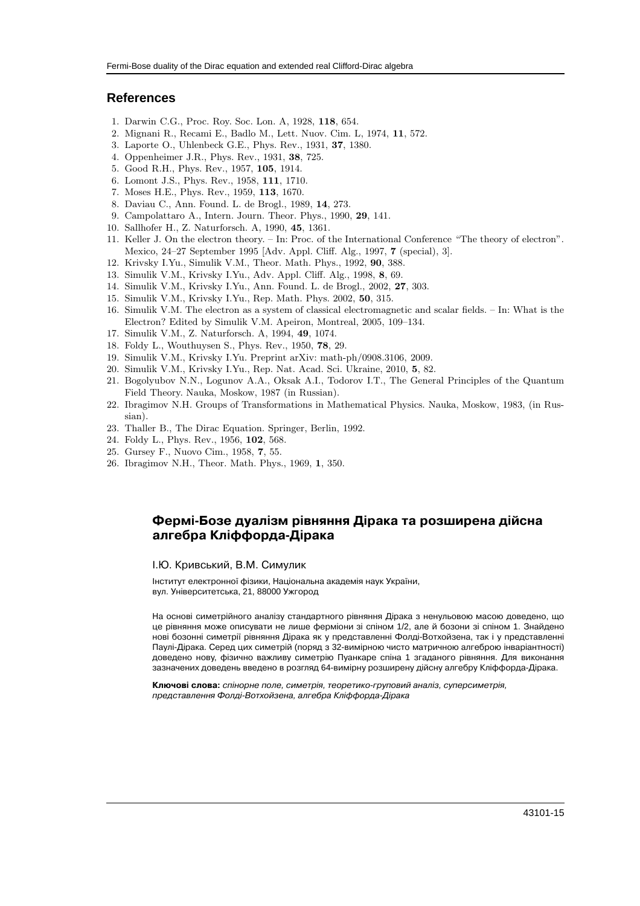## References

1. Darwin C.G., Proc. Roy. Soc. Lon. A, 1928, **118**, 654.
2. Mignani R., Recami E., Badlo M., Lett. Nuov. Cim. L, 1974, **11**, 572.
3. Laporte O., Uhlenbeck G.E., Phys. Rev., 1931, **37**, 1380.
4. Oppenheimer J.R., Phys. Rev., 1931, **38**, 725.
5. Good R.H., Phys. Rev., 1957, **105**, 1914.
6. Lomont J.S., Phys. Rev., 1958, **111**, 1710.
7. Moses H.E., Phys. Rev., 1959, **113**, 1670.
8. Daviau C., Ann. Found. L. de Brogl., 1989, **14**, 273.
9. Campolattaro A., Intern. Journ. Theor. Phys., 1990, **29**, 141.
10. Sallhofer H., Z. Naturforsch. A, 1990, **45**, 1361.
11. Keller J. On the electron theory. – In: Proc. of the International Conference "The theory of electron". Mexico, 24–27 September 1995 [Adv. Appl. Cliff. Alg., 1997, **7** (special), 3].
12. Krivsky I.Yu., Simulik V.M., Theor. Math. Phys., 1992, **90**, 388.
13. Simulik V.M., Krivsky I.Yu., Adv. Appl. Cliff. Alg., 1998, **8**, 69.
14. Simulik V.M., Krivsky I.Yu., Ann. Found. L. de Brogl., 2002, **27**, 303.
15. Simulik V.M., Krivsky I.Yu., Rep. Math. Phys. 2002, **50**, 315.
16. Simulik V.M. The electron as a system of classical electromagnetic and scalar fields. – In: What is the Electron? Edited by Simulik V.M. Apeiron, Montreal, 2005, 109–134.
17. Simulik V.M., Z. Naturforsch. A, 1994, **49**, 1074.
18. Foldy L., Wouthuysen S., Phys. Rev., 1950, **78**, 29.
19. Simulik V.M., Krivsky I.Yu. Preprint arXiv: math-ph/0908.3106, 2009.
20. Simulik V.M., Krivsky I.Yu., Rep. Nat. Acad. Sci. Ukraine, 2010, **5**, 82.
21. Bogolyubov N.N., Logunov A.A., Oksak A.I., Todorov I.T., The General Principles of the Quantum Field Theory. Nauka, Moskow, 1987 (in Russian).
22. Ibragimov N.H. Groups of Transformations in Mathematical Physics. Nauka, Moskow, 1983, (in Russian).
23. Thaller B., The Dirac Equation. Springer, Berlin, 1992.
24. Foldy L., Phys. Rev., 1956, **102**, 568.
25. Gursey F., Nuovo Cim., 1958, **7**, 55.
26. Ibragimov N.H., Theor. Math. Phys., 1969, **1**, 350.

## Фермі-Бозе дуалізм рівняння Дірака та розширена дійсна алгебра Кліффорда-Дірака

І.Ю. Кривський, В.М. Симулик

Інститут електронної фізики, Національна академія наук України, вул. Університетська, 21, 88000 Ужгород

На основі симетрійного аналізу стандартного рівняння Дірака з ненульовою масою доведено, що це рівняння може описувати не лише ферміони зі спіном 1/2, але й бозони зі спіном 1. Знайдено нові бозонні симетрії рівняння Дірака як у представленні Фолді-Вотхойзена, так і у представленні Паулі-Дірака. Серед цих симетрій (поряд з 32-вимірною чисто матричною алгеброю інваріантності) доведено нову, фізично важливу симетрію Пуанкаре спіна 1 згаданого рівняння. Для виконання зазначених доведень введено в розгляд 64-вимірну розширену дійсну алгебру Кліффорда-Дірака.

**Ключові слова:** *спінорне поле, симетрія, теоретико-груповий аналіз, суперсиметрія, представлення Фолді-Вотхойзена, алгебра Кліффорда-Дірака*